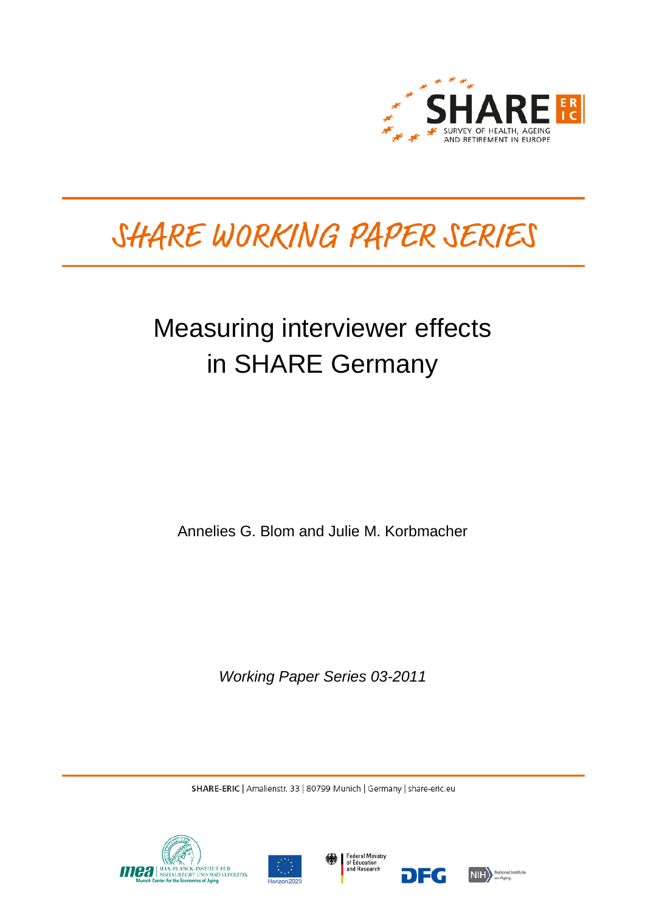SHARE ERIC

SURVEY OF HEALTH, AGEING AND RETIREMENT IN EUROPE

# SHARE WORKING PAPER SERIES

# Measuring interviewer effects in SHARE Germany

Annelies G. Blom and Julie M. Korbmacher

*Working Paper Series 03-2011*

**SHARE-ERIC** | Amalienstr. 33 | 80799 Munich | Germany | share-eric.eu

mea | MAX-PLANCK-INSTITUT FÜR SOZIALRECHT UND SOZIALPOLITIK | Munich Center for the Economics of Aging

Horizon 2020

Federal Ministry of Education and Research

DFG

NIH National Institute on Aging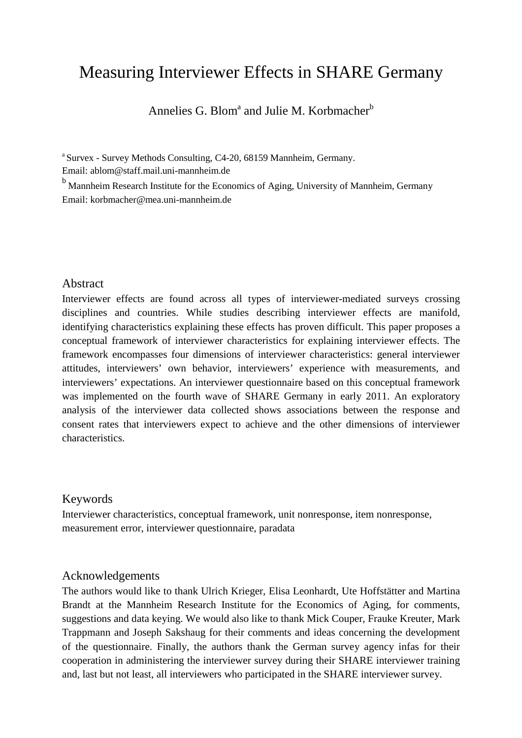# Measuring Interviewer Effects in SHARE Germany

Annelies G. Blom[a] and Julie M. Korbmacher[b]

[a] Survex - Survey Methods Consulting, C4-20, 68159 Mannheim, Germany.
Email: ablom@staff.mail.uni-mannheim.de

[b] Mannheim Research Institute for the Economics of Aging, University of Mannheim, Germany
Email: korbmacher@mea.uni-mannheim.de

## Abstract

Interviewer effects are found across all types of interviewer-mediated surveys crossing disciplines and countries. While studies describing interviewer effects are manifold, identifying characteristics explaining these effects has proven difficult. This paper proposes a conceptual framework of interviewer characteristics for explaining interviewer effects. The framework encompasses four dimensions of interviewer characteristics: general interviewer attitudes, interviewers' own behavior, interviewers' experience with measurements, and interviewers' expectations. An interviewer questionnaire based on this conceptual framework was implemented on the fourth wave of SHARE Germany in early 2011. An exploratory analysis of the interviewer data collected shows associations between the response and consent rates that interviewers expect to achieve and the other dimensions of interviewer characteristics.

## Keywords

Interviewer characteristics, conceptual framework, unit nonresponse, item nonresponse, measurement error, interviewer questionnaire, paradata

## Acknowledgements

The authors would like to thank Ulrich Krieger, Elisa Leonhardt, Ute Hoffstätter and Martina Brandt at the Mannheim Research Institute for the Economics of Aging, for comments, suggestions and data keying. We would also like to thank Mick Couper, Frauke Kreuter, Mark Trappmann and Joseph Sakshaug for their comments and ideas concerning the development of the questionnaire. Finally, the authors thank the German survey agency infas for their cooperation in administering the interviewer survey during their SHARE interviewer training and, last but not least, all interviewers who participated in the SHARE interviewer survey.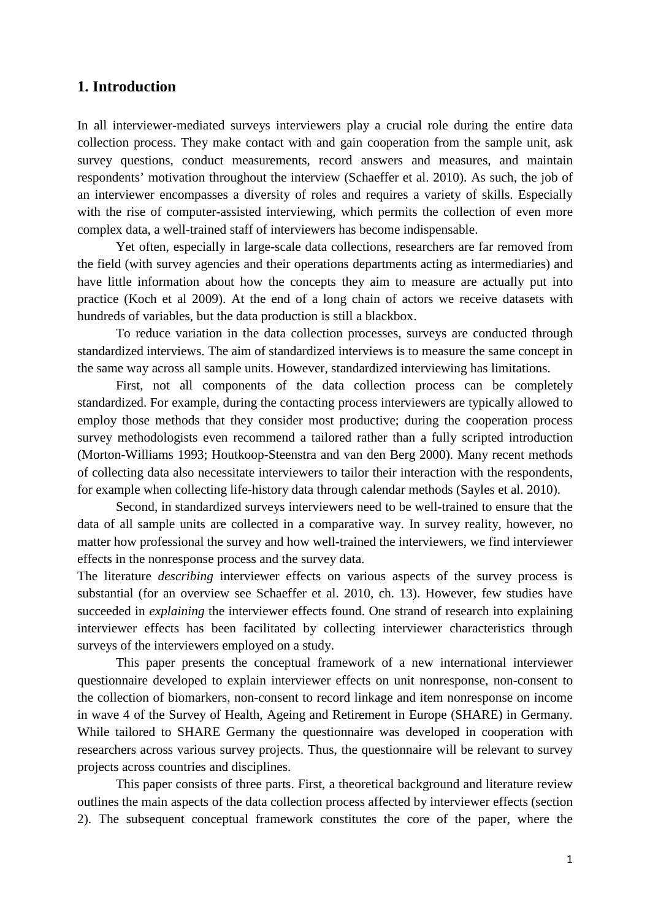## 1. Introduction

In all interviewer-mediated surveys interviewers play a crucial role during the entire data collection process. They make contact with and gain cooperation from the sample unit, ask survey questions, conduct measurements, record answers and measures, and maintain respondents' motivation throughout the interview (Schaeffer et al. 2010). As such, the job of an interviewer encompasses a diversity of roles and requires a variety of skills. Especially with the rise of computer-assisted interviewing, which permits the collection of even more complex data, a well-trained staff of interviewers has become indispensable.

Yet often, especially in large-scale data collections, researchers are far removed from the field (with survey agencies and their operations departments acting as intermediaries) and have little information about how the concepts they aim to measure are actually put into practice (Koch et al 2009). At the end of a long chain of actors we receive datasets with hundreds of variables, but the data production is still a blackbox.

To reduce variation in the data collection processes, surveys are conducted through standardized interviews. The aim of standardized interviews is to measure the same concept in the same way across all sample units. However, standardized interviewing has limitations.

First, not all components of the data collection process can be completely standardized. For example, during the contacting process interviewers are typically allowed to employ those methods that they consider most productive; during the cooperation process survey methodologists even recommend a tailored rather than a fully scripted introduction (Morton-Williams 1993; Houtkoop-Steenstra and van den Berg 2000). Many recent methods of collecting data also necessitate interviewers to tailor their interaction with the respondents, for example when collecting life-history data through calendar methods (Sayles et al. 2010).

Second, in standardized surveys interviewers need to be well-trained to ensure that the data of all sample units are collected in a comparative way. In survey reality, however, no matter how professional the survey and how well-trained the interviewers, we find interviewer effects in the nonresponse process and the survey data.

The literature *describing* interviewer effects on various aspects of the survey process is substantial (for an overview see Schaeffer et al. 2010, ch. 13). However, few studies have succeeded in *explaining* the interviewer effects found. One strand of research into explaining interviewer effects has been facilitated by collecting interviewer characteristics through surveys of the interviewers employed on a study.

This paper presents the conceptual framework of a new international interviewer questionnaire developed to explain interviewer effects on unit nonresponse, non-consent to the collection of biomarkers, non-consent to record linkage and item nonresponse on income in wave 4 of the Survey of Health, Ageing and Retirement in Europe (SHARE) in Germany. While tailored to SHARE Germany the questionnaire was developed in cooperation with researchers across various survey projects. Thus, the questionnaire will be relevant to survey projects across countries and disciplines.

This paper consists of three parts. First, a theoretical background and literature review outlines the main aspects of the data collection process affected by interviewer effects (section 2). The subsequent conceptual framework constitutes the core of the paper, where the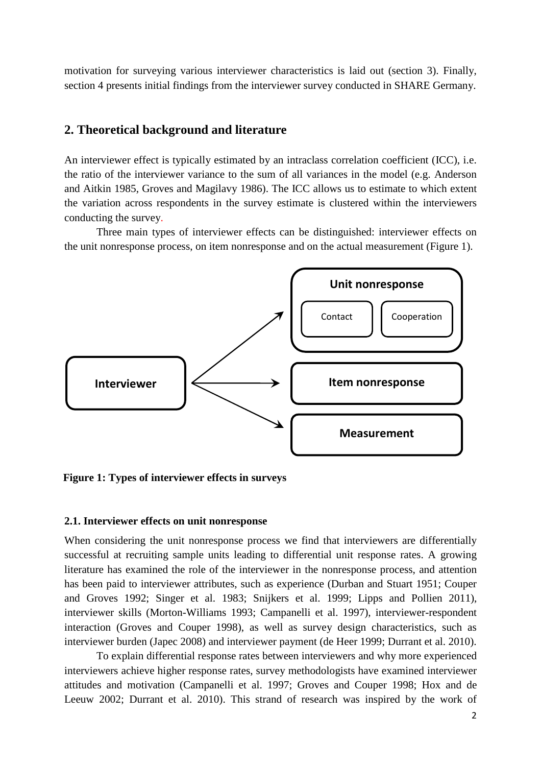motivation for surveying various interviewer characteristics is laid out (section 3). Finally, section 4 presents initial findings from the interviewer survey conducted in SHARE Germany.

## 2. Theoretical background and literature

An interviewer effect is typically estimated by an intraclass correlation coefficient (ICC), i.e. the ratio of the interviewer variance to the sum of all variances in the model (e.g. Anderson and Aitkin 1985, Groves and Magilavy 1986). The ICC allows us to estimate to which extent the variation across respondents in the survey estimate is clustered within the interviewers conducting the survey.

Three main types of interviewer effects can be distinguished: interviewer effects on the unit nonresponse process, on item nonresponse and on the actual measurement (Figure 1).

Interviewer

Unit nonresponse

Contact

Cooperation

Item nonresponse

Measurement

**Figure 1: Types of interviewer effects in surveys**

### 2.1. Interviewer effects on unit nonresponse

When considering the unit nonresponse process we find that interviewers are differentially successful at recruiting sample units leading to differential unit response rates. A growing literature has examined the role of the interviewer in the nonresponse process, and attention has been paid to interviewer attributes, such as experience (Durban and Stuart 1951; Couper and Groves 1992; Singer et al. 1983; Snijkers et al. 1999; Lipps and Pollien 2011), interviewer skills (Morton-Williams 1993; Campanelli et al. 1997), interviewer-respondent interaction (Groves and Couper 1998), as well as survey design characteristics, such as interviewer burden (Japec 2008) and interviewer payment (de Heer 1999; Durrant et al. 2010).

To explain differential response rates between interviewers and why more experienced interviewers achieve higher response rates, survey methodologists have examined interviewer attitudes and motivation (Campanelli et al. 1997; Groves and Couper 1998; Hox and de Leeuw 2002; Durrant et al. 2010). This strand of research was inspired by the work of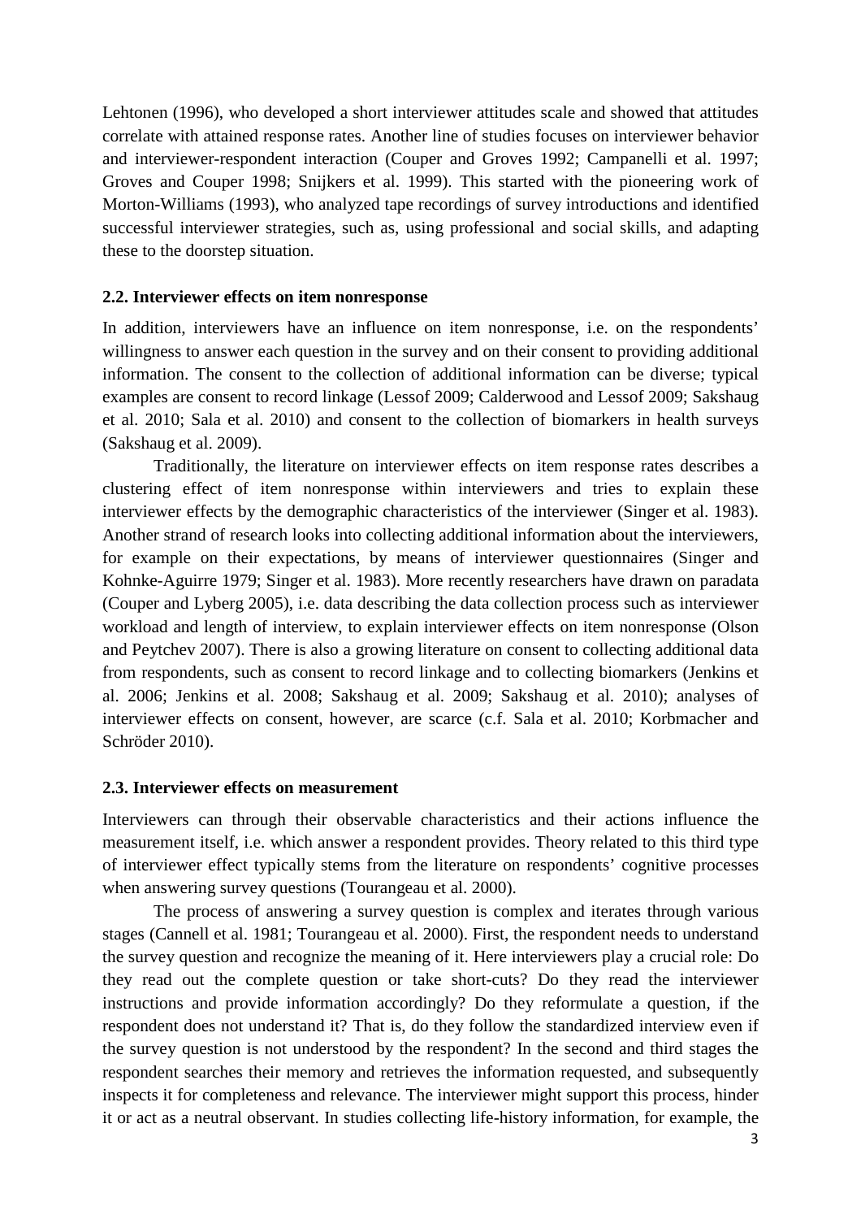Lehtonen (1996), who developed a short interviewer attitudes scale and showed that attitudes correlate with attained response rates. Another line of studies focuses on interviewer behavior and interviewer-respondent interaction (Couper and Groves 1992; Campanelli et al. 1997; Groves and Couper 1998; Snijkers et al. 1999). This started with the pioneering work of Morton-Williams (1993), who analyzed tape recordings of survey introductions and identified successful interviewer strategies, such as, using professional and social skills, and adapting these to the doorstep situation.

### 2.2. Interviewer effects on item nonresponse

In addition, interviewers have an influence on item nonresponse, i.e. on the respondents' willingness to answer each question in the survey and on their consent to providing additional information. The consent to the collection of additional information can be diverse; typical examples are consent to record linkage (Lessof 2009; Calderwood and Lessof 2009; Sakshaug et al. 2010; Sala et al. 2010) and consent to the collection of biomarkers in health surveys (Sakshaug et al. 2009).

Traditionally, the literature on interviewer effects on item response rates describes a clustering effect of item nonresponse within interviewers and tries to explain these interviewer effects by the demographic characteristics of the interviewer (Singer et al. 1983). Another strand of research looks into collecting additional information about the interviewers, for example on their expectations, by means of interviewer questionnaires (Singer and Kohnke-Aguirre 1979; Singer et al. 1983). More recently researchers have drawn on paradata (Couper and Lyberg 2005), i.e. data describing the data collection process such as interviewer workload and length of interview, to explain interviewer effects on item nonresponse (Olson and Peytchev 2007). There is also a growing literature on consent to collecting additional data from respondents, such as consent to record linkage and to collecting biomarkers (Jenkins et al. 2006; Jenkins et al. 2008; Sakshaug et al. 2009; Sakshaug et al. 2010); analyses of interviewer effects on consent, however, are scarce (c.f. Sala et al. 2010; Korbmacher and Schröder 2010).

### 2.3. Interviewer effects on measurement

Interviewers can through their observable characteristics and their actions influence the measurement itself, i.e. which answer a respondent provides. Theory related to this third type of interviewer effect typically stems from the literature on respondents' cognitive processes when answering survey questions (Tourangeau et al. 2000).

The process of answering a survey question is complex and iterates through various stages (Cannell et al. 1981; Tourangeau et al. 2000). First, the respondent needs to understand the survey question and recognize the meaning of it. Here interviewers play a crucial role: Do they read out the complete question or take short-cuts? Do they read the interviewer instructions and provide information accordingly? Do they reformulate a question, if the respondent does not understand it? That is, do they follow the standardized interview even if the survey question is not understood by the respondent? In the second and third stages the respondent searches their memory and retrieves the information requested, and subsequently inspects it for completeness and relevance. The interviewer might support this process, hinder it or act as a neutral observant. In studies collecting life-history information, for example, the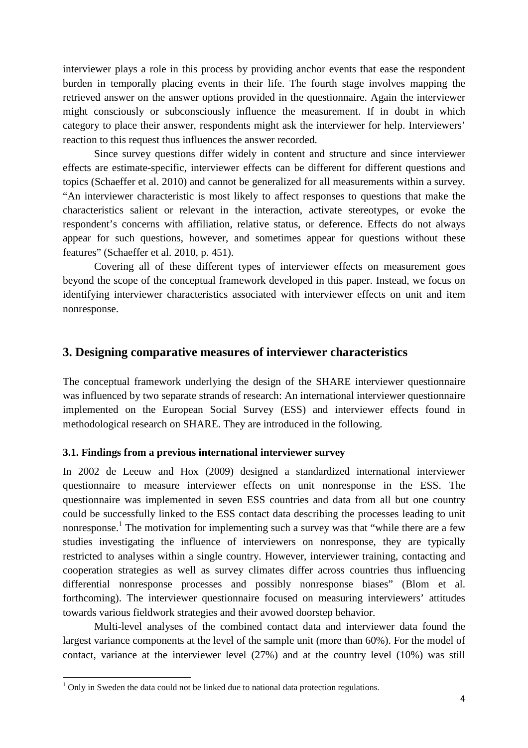interviewer plays a role in this process by providing anchor events that ease the respondent burden in temporally placing events in their life. The fourth stage involves mapping the retrieved answer on the answer options provided in the questionnaire. Again the interviewer might consciously or subconsciously influence the measurement. If in doubt in which category to place their answer, respondents might ask the interviewer for help. Interviewers' reaction to this request thus influences the answer recorded.

Since survey questions differ widely in content and structure and since interviewer effects are estimate-specific, interviewer effects can be different for different questions and topics (Schaeffer et al. 2010) and cannot be generalized for all measurements within a survey. "An interviewer characteristic is most likely to affect responses to questions that make the characteristics salient or relevant in the interaction, activate stereotypes, or evoke the respondent's concerns with affiliation, relative status, or deference. Effects do not always appear for such questions, however, and sometimes appear for questions without these features" (Schaeffer et al. 2010, p. 451).

Covering all of these different types of interviewer effects on measurement goes beyond the scope of the conceptual framework developed in this paper. Instead, we focus on identifying interviewer characteristics associated with interviewer effects on unit and item nonresponse.

## 3. Designing comparative measures of interviewer characteristics

The conceptual framework underlying the design of the SHARE interviewer questionnaire was influenced by two separate strands of research: An international interviewer questionnaire implemented on the European Social Survey (ESS) and interviewer effects found in methodological research on SHARE. They are introduced in the following.

### 3.1. Findings from a previous international interviewer survey

In 2002 de Leeuw and Hox (2009) designed a standardized international interviewer questionnaire to measure interviewer effects on unit nonresponse in the ESS. The questionnaire was implemented in seven ESS countries and data from all but one country could be successfully linked to the ESS contact data describing the processes leading to unit nonresponse.[1] The motivation for implementing such a survey was that "while there are a few studies investigating the influence of interviewers on nonresponse, they are typically restricted to analyses within a single country. However, interviewer training, contacting and cooperation strategies as well as survey climates differ across countries thus influencing differential nonresponse processes and possibly nonresponse biases" (Blom et al. forthcoming). The interviewer questionnaire focused on measuring interviewers' attitudes towards various fieldwork strategies and their avowed doorstep behavior.

Multi-level analyses of the combined contact data and interviewer data found the largest variance components at the level of the sample unit (more than 60%). For the model of contact, variance at the interviewer level (27%) and at the country level (10%) was still

[1] Only in Sweden the data could not be linked due to national data protection regulations.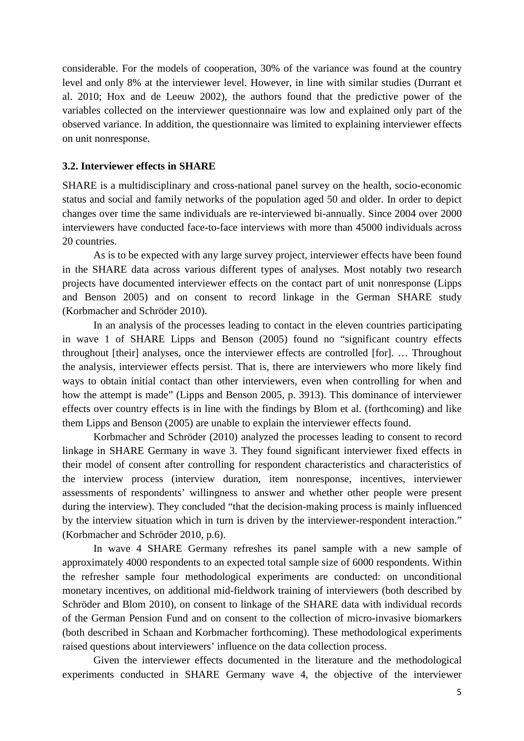considerable. For the models of cooperation, 30% of the variance was found at the country level and only 8% at the interviewer level. However, in line with similar studies (Durrant et al. 2010; Hox and de Leeuw 2002), the authors found that the predictive power of the variables collected on the interviewer questionnaire was low and explained only part of the observed variance. In addition, the questionnaire was limited to explaining interviewer effects on unit nonresponse.

### 3.2. Interviewer effects in SHARE

SHARE is a multidisciplinary and cross-national panel survey on the health, socio-economic status and social and family networks of the population aged 50 and older. In order to depict changes over time the same individuals are re-interviewed bi-annually. Since 2004 over 2000 interviewers have conducted face-to-face interviews with more than 45000 individuals across 20 countries.

As is to be expected with any large survey project, interviewer effects have been found in the SHARE data across various different types of analyses. Most notably two research projects have documented interviewer effects on the contact part of unit nonresponse (Lipps and Benson 2005) and on consent to record linkage in the German SHARE study (Korbmacher and Schröder 2010).

In an analysis of the processes leading to contact in the eleven countries participating in wave 1 of SHARE Lipps and Benson (2005) found no "significant country effects throughout [their] analyses, once the interviewer effects are controlled [for]. … Throughout the analysis, interviewer effects persist. That is, there are interviewers who more likely find ways to obtain initial contact than other interviewers, even when controlling for when and how the attempt is made" (Lipps and Benson 2005, p. 3913). This dominance of interviewer effects over country effects is in line with the findings by Blom et al. (forthcoming) and like them Lipps and Benson (2005) are unable to explain the interviewer effects found.

Korbmacher and Schröder (2010) analyzed the processes leading to consent to record linkage in SHARE Germany in wave 3. They found significant interviewer fixed effects in their model of consent after controlling for respondent characteristics and characteristics of the interview process (interview duration, item nonresponse, incentives, interviewer assessments of respondents' willingness to answer and whether other people were present during the interview). They concluded "that the decision-making process is mainly influenced by the interview situation which in turn is driven by the interviewer-respondent interaction." (Korbmacher and Schröder 2010, p.6).

In wave 4 SHARE Germany refreshes its panel sample with a new sample of approximately 4000 respondents to an expected total sample size of 6000 respondents. Within the refresher sample four methodological experiments are conducted: on unconditional monetary incentives, on additional mid-fieldwork training of interviewers (both described by Schröder and Blom 2010), on consent to linkage of the SHARE data with individual records of the German Pension Fund and on consent to the collection of micro-invasive biomarkers (both described in Schaan and Korbmacher forthcoming). These methodological experiments raised questions about interviewers' influence on the data collection process.

Given the interviewer effects documented in the literature and the methodological experiments conducted in SHARE Germany wave 4, the objective of the interviewer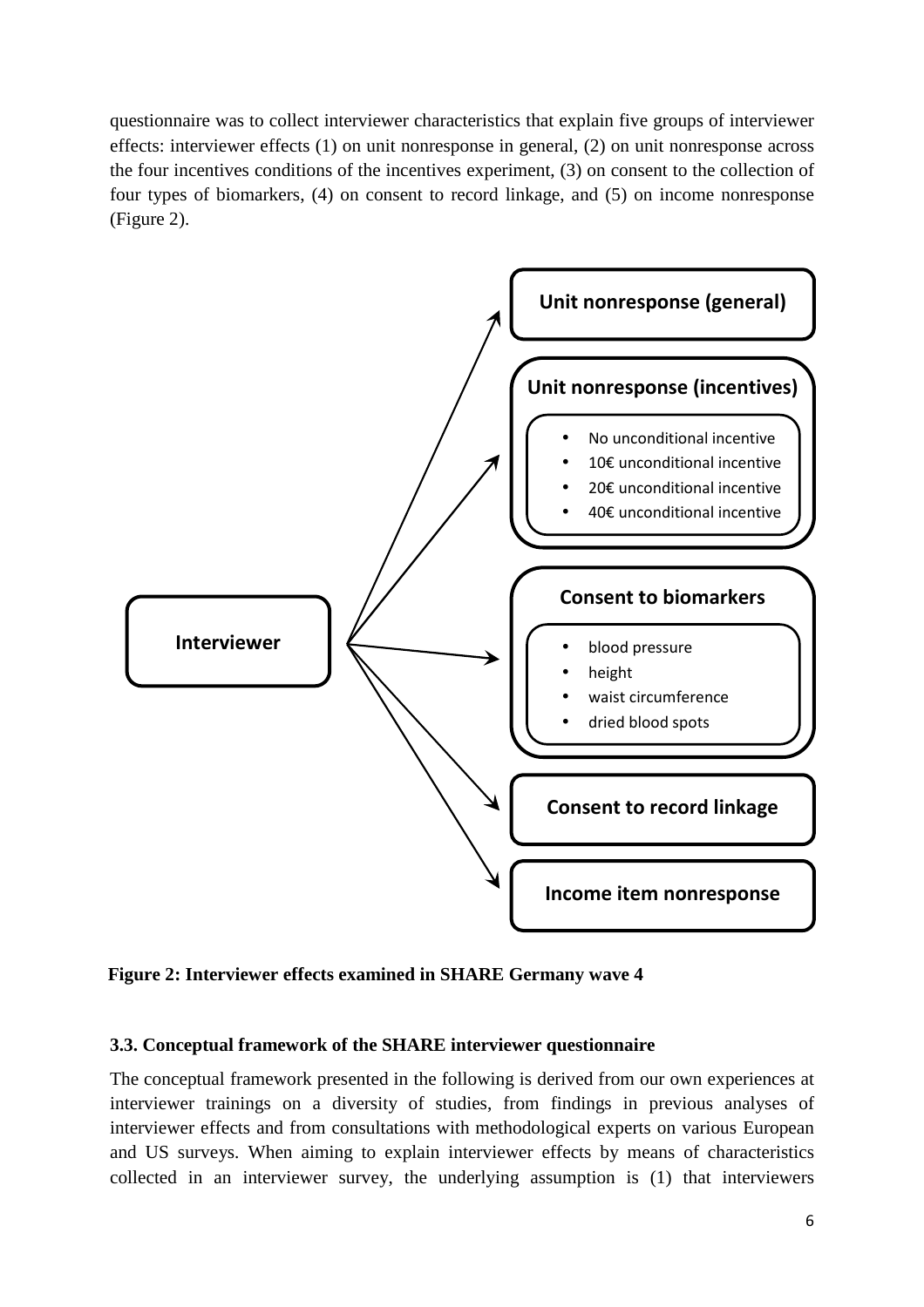questionnaire was to collect interviewer characteristics that explain five groups of interviewer effects: interviewer effects (1) on unit nonresponse in general, (2) on unit nonresponse across the four incentives conditions of the incentives experiment, (3) on consent to the collection of four types of biomarkers, (4) on consent to record linkage, and (5) on income nonresponse (Figure 2).

**Interviewer**

**Unit nonresponse (general)**

**Unit nonresponse (incentives)**

- No unconditional incentive
- 10€ unconditional incentive
- 20€ unconditional incentive
- 40€ unconditional incentive

**Consent to biomarkers**

- blood pressure
- height
- waist circumference
- dried blood spots

**Consent to record linkage**

**Income item nonresponse**

**Figure 2: Interviewer effects examined in SHARE Germany wave 4**

### 3.3. Conceptual framework of the SHARE interviewer questionnaire

The conceptual framework presented in the following is derived from our own experiences at interviewer trainings on a diversity of studies, from findings in previous analyses of interviewer effects and from consultations with methodological experts on various European and US surveys. When aiming to explain interviewer effects by means of characteristics collected in an interviewer survey, the underlying assumption is (1) that interviewers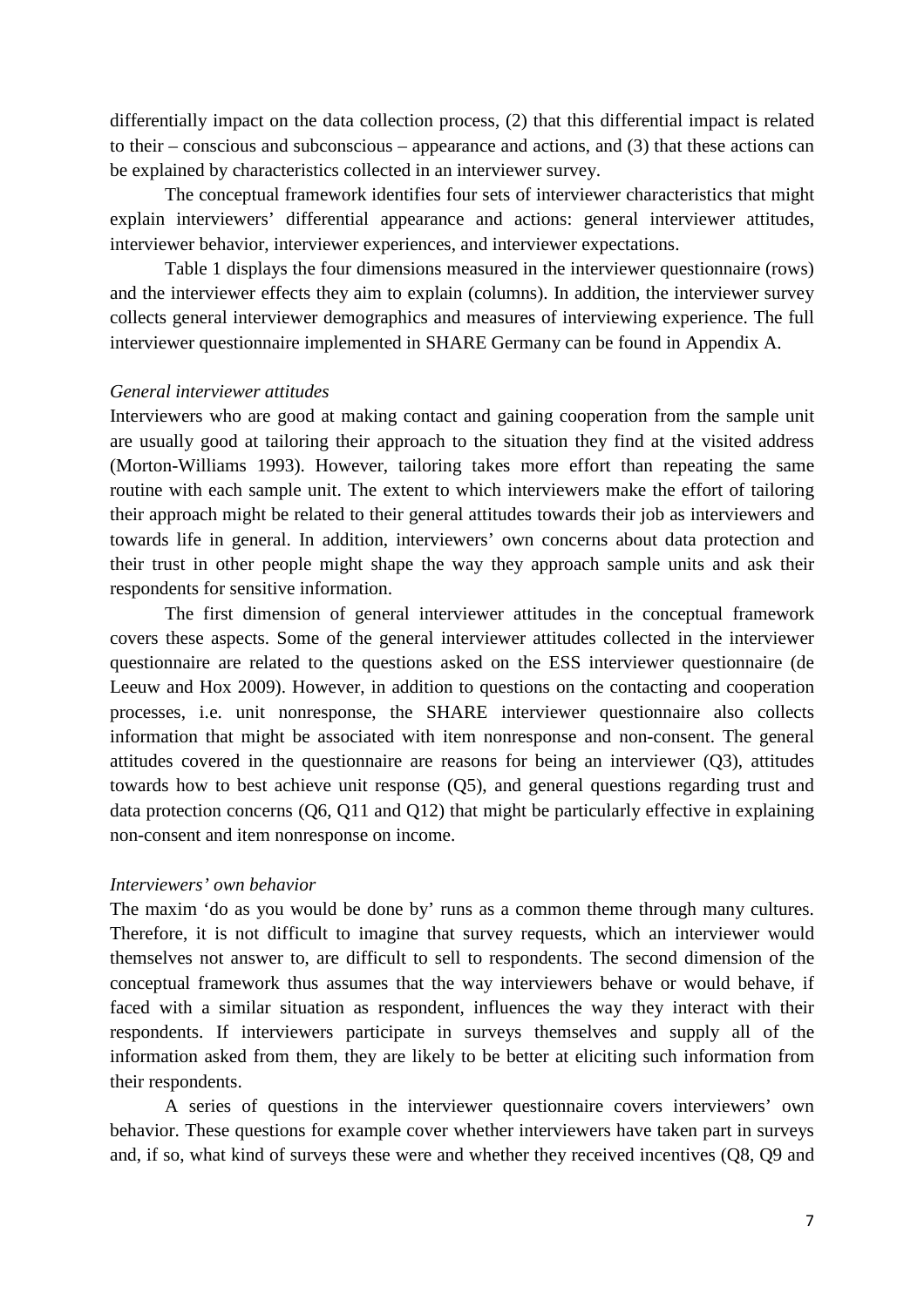differentially impact on the data collection process, (2) that this differential impact is related to their – conscious and subconscious – appearance and actions, and (3) that these actions can be explained by characteristics collected in an interviewer survey.

The conceptual framework identifies four sets of interviewer characteristics that might explain interviewers' differential appearance and actions: general interviewer attitudes, interviewer behavior, interviewer experiences, and interviewer expectations.

Table 1 displays the four dimensions measured in the interviewer questionnaire (rows) and the interviewer effects they aim to explain (columns). In addition, the interviewer survey collects general interviewer demographics and measures of interviewing experience. The full interviewer questionnaire implemented in SHARE Germany can be found in Appendix A.

*General interviewer attitudes*

Interviewers who are good at making contact and gaining cooperation from the sample unit are usually good at tailoring their approach to the situation they find at the visited address (Morton-Williams 1993). However, tailoring takes more effort than repeating the same routine with each sample unit. The extent to which interviewers make the effort of tailoring their approach might be related to their general attitudes towards their job as interviewers and towards life in general. In addition, interviewers' own concerns about data protection and their trust in other people might shape the way they approach sample units and ask their respondents for sensitive information.

The first dimension of general interviewer attitudes in the conceptual framework covers these aspects. Some of the general interviewer attitudes collected in the interviewer questionnaire are related to the questions asked on the ESS interviewer questionnaire (de Leeuw and Hox 2009). However, in addition to questions on the contacting and cooperation processes, i.e. unit nonresponse, the SHARE interviewer questionnaire also collects information that might be associated with item nonresponse and non-consent. The general attitudes covered in the questionnaire are reasons for being an interviewer (Q3), attitudes towards how to best achieve unit response (Q5), and general questions regarding trust and data protection concerns (Q6, Q11 and Q12) that might be particularly effective in explaining non-consent and item nonresponse on income.

*Interviewers' own behavior*

The maxim 'do as you would be done by' runs as a common theme through many cultures. Therefore, it is not difficult to imagine that survey requests, which an interviewer would themselves not answer to, are difficult to sell to respondents. The second dimension of the conceptual framework thus assumes that the way interviewers behave or would behave, if faced with a similar situation as respondent, influences the way they interact with their respondents. If interviewers participate in surveys themselves and supply all of the information asked from them, they are likely to be better at eliciting such information from their respondents.

A series of questions in the interviewer questionnaire covers interviewers' own behavior. These questions for example cover whether interviewers have taken part in surveys and, if so, what kind of surveys these were and whether they received incentives (Q8, Q9 and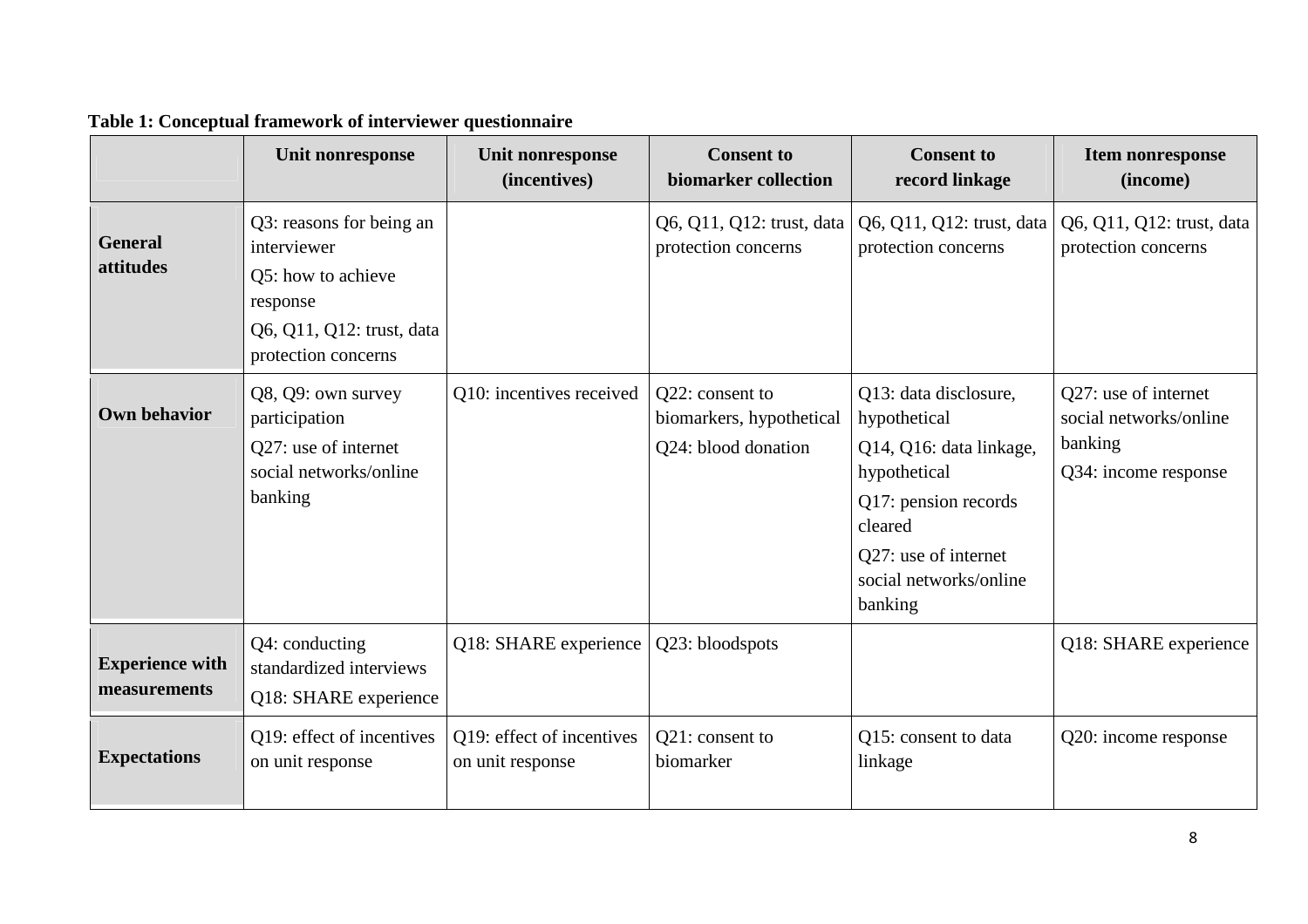**Table 1: Conceptual framework of interviewer questionnaire**

| | Unit nonresponse | Unit nonresponse (incentives) | Consent to biomarker collection | Consent to record linkage | Item nonresponse (income) |
|---|---|---|---|---|---|
| **General attitudes** | Q3: reasons for being an interviewer<br>Q5: how to achieve response<br>Q6, Q11, Q12: trust, data protection concerns | | Q6, Q11, Q12: trust, data protection concerns | Q6, Q11, Q12: trust, data protection concerns | Q6, Q11, Q12: trust, data protection concerns |
| **Own behavior** | Q8, Q9: own survey participation<br>Q27: use of internet social networks/online banking | Q10: incentives received | Q22: consent to biomarkers, hypothetical<br>Q24: blood donation | Q13: data disclosure, hypothetical<br>Q14, Q16: data linkage, hypothetical<br>Q17: pension records cleared<br>Q27: use of internet social networks/online banking | Q27: use of internet social networks/online banking<br>Q34: income response |
| **Experience with measurements** | Q4: conducting standardized interviews<br>Q18: SHARE experience | Q18: SHARE experience | Q23: bloodspots | | Q18: SHARE experience |
| **Expectations** | Q19: effect of incentives on unit response | Q19: effect of incentives on unit response | Q21: consent to biomarker | Q15: consent to data linkage | Q20: income response |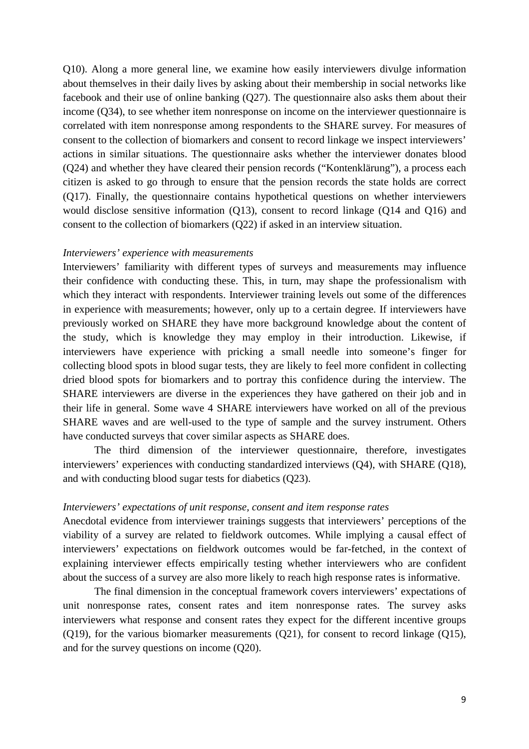Q10). Along a more general line, we examine how easily interviewers divulge information about themselves in their daily lives by asking about their membership in social networks like facebook and their use of online banking (Q27). The questionnaire also asks them about their income (Q34), to see whether item nonresponse on income on the interviewer questionnaire is correlated with item nonresponse among respondents to the SHARE survey. For measures of consent to the collection of biomarkers and consent to record linkage we inspect interviewers' actions in similar situations. The questionnaire asks whether the interviewer donates blood (Q24) and whether they have cleared their pension records ("Kontenklärung"), a process each citizen is asked to go through to ensure that the pension records the state holds are correct (Q17). Finally, the questionnaire contains hypothetical questions on whether interviewers would disclose sensitive information (Q13), consent to record linkage (Q14 and Q16) and consent to the collection of biomarkers (Q22) if asked in an interview situation.

*Interviewers' experience with measurements*

Interviewers' familiarity with different types of surveys and measurements may influence their confidence with conducting these. This, in turn, may shape the professionalism with which they interact with respondents. Interviewer training levels out some of the differences in experience with measurements; however, only up to a certain degree. If interviewers have previously worked on SHARE they have more background knowledge about the content of the study, which is knowledge they may employ in their introduction. Likewise, if interviewers have experience with pricking a small needle into someone's finger for collecting blood spots in blood sugar tests, they are likely to feel more confident in collecting dried blood spots for biomarkers and to portray this confidence during the interview. The SHARE interviewers are diverse in the experiences they have gathered on their job and in their life in general. Some wave 4 SHARE interviewers have worked on all of the previous SHARE waves and are well-used to the type of sample and the survey instrument. Others have conducted surveys that cover similar aspects as SHARE does.

The third dimension of the interviewer questionnaire, therefore, investigates interviewers' experiences with conducting standardized interviews (Q4), with SHARE (Q18), and with conducting blood sugar tests for diabetics (Q23).

*Interviewers' expectations of unit response, consent and item response rates*

Anecdotal evidence from interviewer trainings suggests that interviewers' perceptions of the viability of a survey are related to fieldwork outcomes. While implying a causal effect of interviewers' expectations on fieldwork outcomes would be far-fetched, in the context of explaining interviewer effects empirically testing whether interviewers who are confident about the success of a survey are also more likely to reach high response rates is informative.

The final dimension in the conceptual framework covers interviewers' expectations of unit nonresponse rates, consent rates and item nonresponse rates. The survey asks interviewers what response and consent rates they expect for the different incentive groups (Q19), for the various biomarker measurements (Q21), for consent to record linkage (Q15), and for the survey questions on income (Q20).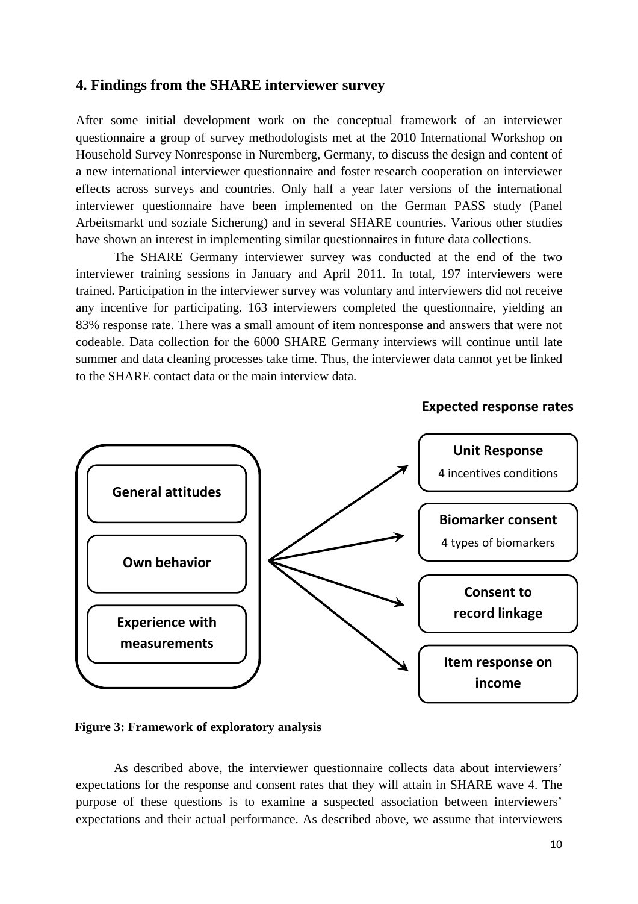## 4. Findings from the SHARE interviewer survey

After some initial development work on the conceptual framework of an interviewer questionnaire a group of survey methodologists met at the 2010 International Workshop on Household Survey Nonresponse in Nuremberg, Germany, to discuss the design and content of a new international interviewer questionnaire and foster research cooperation on interviewer effects across surveys and countries. Only half a year later versions of the international interviewer questionnaire have been implemented on the German PASS study (Panel Arbeitsmarkt und soziale Sicherung) and in several SHARE countries. Various other studies have shown an interest in implementing similar questionnaires in future data collections.

The SHARE Germany interviewer survey was conducted at the end of the two interviewer training sessions in January and April 2011. In total, 197 interviewers were trained. Participation in the interviewer survey was voluntary and interviewers did not receive any incentive for participating. 163 interviewers completed the questionnaire, yielding an 83% response rate. There was a small amount of item nonresponse and answers that were not codeable. Data collection for the 6000 SHARE Germany interviews will continue until late summer and data cleaning processes take time. Thus, the interviewer data cannot yet be linked to the SHARE contact data or the main interview data.

**Expected response rates**

- **General attitudes**
- **Own behavior**
- **Experience with measurements**

→

- **Unit Response** – 4 incentives conditions
- **Biomarker consent** – 4 types of biomarkers
- **Consent to record linkage**
- **Item response on income**

**Figure 3: Framework of exploratory analysis**

As described above, the interviewer questionnaire collects data about interviewers' expectations for the response and consent rates that they will attain in SHARE wave 4. The purpose of these questions is to examine a suspected association between interviewers' expectations and their actual performance. As described above, we assume that interviewers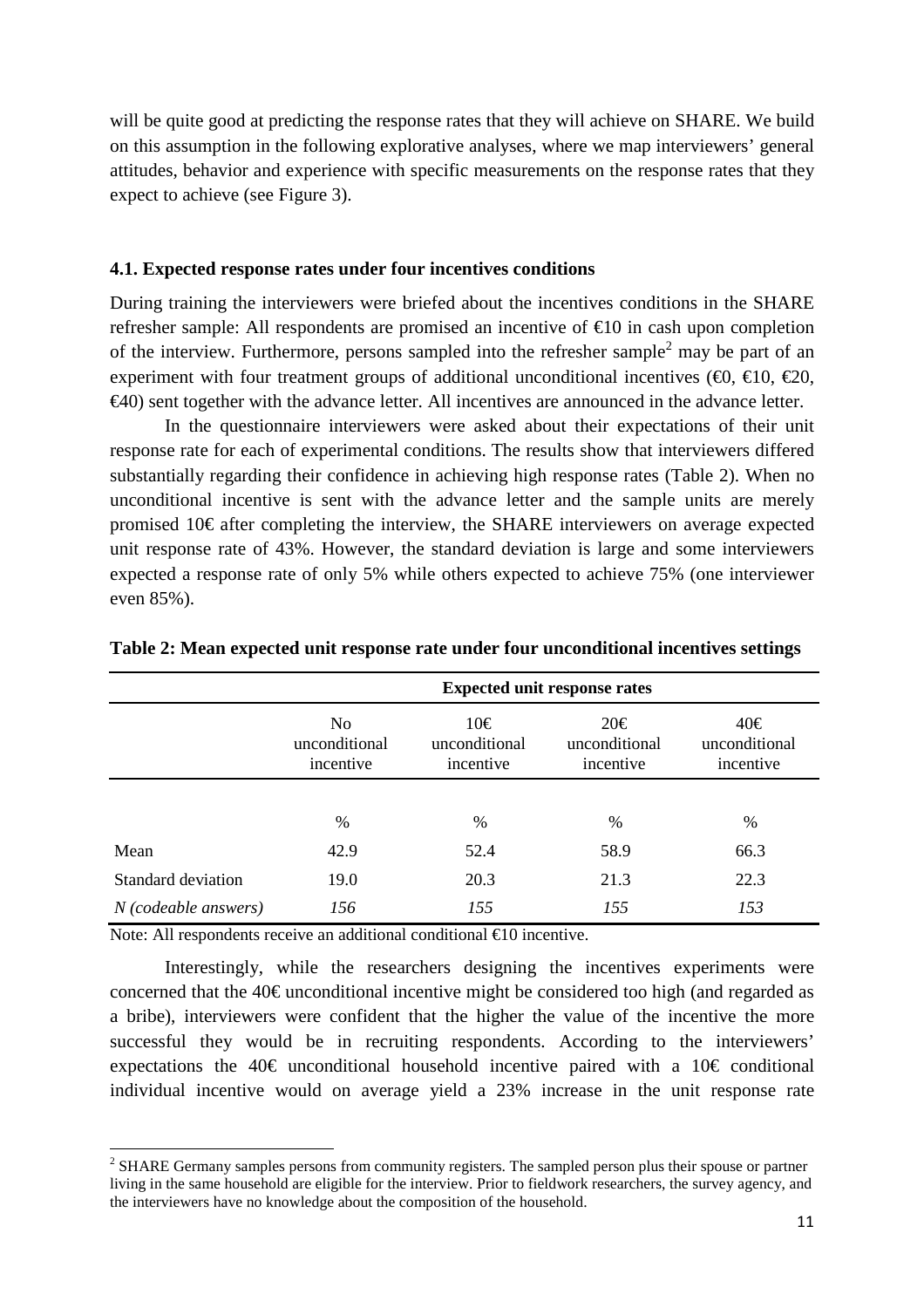will be quite good at predicting the response rates that they will achieve on SHARE. We build on this assumption in the following explorative analyses, where we map interviewers' general attitudes, behavior and experience with specific measurements on the response rates that they expect to achieve (see Figure 3).

### 4.1. Expected response rates under four incentives conditions

During training the interviewers were briefed about the incentives conditions in the SHARE refresher sample: All respondents are promised an incentive of €10 in cash upon completion of the interview. Furthermore, persons sampled into the refresher sample[2] may be part of an experiment with four treatment groups of additional unconditional incentives (€0, €10, €20, €40) sent together with the advance letter. All incentives are announced in the advance letter.

In the questionnaire interviewers were asked about their expectations of their unit response rate for each of experimental conditions. The results show that interviewers differed substantially regarding their confidence in achieving high response rates (Table 2). When no unconditional incentive is sent with the advance letter and the sample units are merely promised 10€ after completing the interview, the SHARE interviewers on average expected unit response rate of 43%. However, the standard deviation is large and some interviewers expected a response rate of only 5% while others expected to achieve 75% (one interviewer even 85%).

**Table 2: Mean expected unit response rate under four unconditional incentives settings**

| | Expected unit response rates | | | |
|---|---|---|---|---|
| | No unconditional incentive | 10€ unconditional incentive | 20€ unconditional incentive | 40€ unconditional incentive |
| | % | % | % | % |
| Mean | 42.9 | 52.4 | 58.9 | 66.3 |
| Standard deviation | 19.0 | 20.3 | 21.3 | 22.3 |
| *N (codeable answers)* | *156* | *155* | *155* | *153* |

Note: All respondents receive an additional conditional €10 incentive.

Interestingly, while the researchers designing the incentives experiments were concerned that the 40€ unconditional incentive might be considered too high (and regarded as a bribe), interviewers were confident that the higher the value of the incentive the more successful they would be in recruiting respondents. According to the interviewers' expectations the 40€ unconditional household incentive paired with a 10€ conditional individual incentive would on average yield a 23% increase in the unit response rate

[2] SHARE Germany samples persons from community registers. The sampled person plus their spouse or partner living in the same household are eligible for the interview. Prior to fieldwork researchers, the survey agency, and the interviewers have no knowledge about the composition of the household.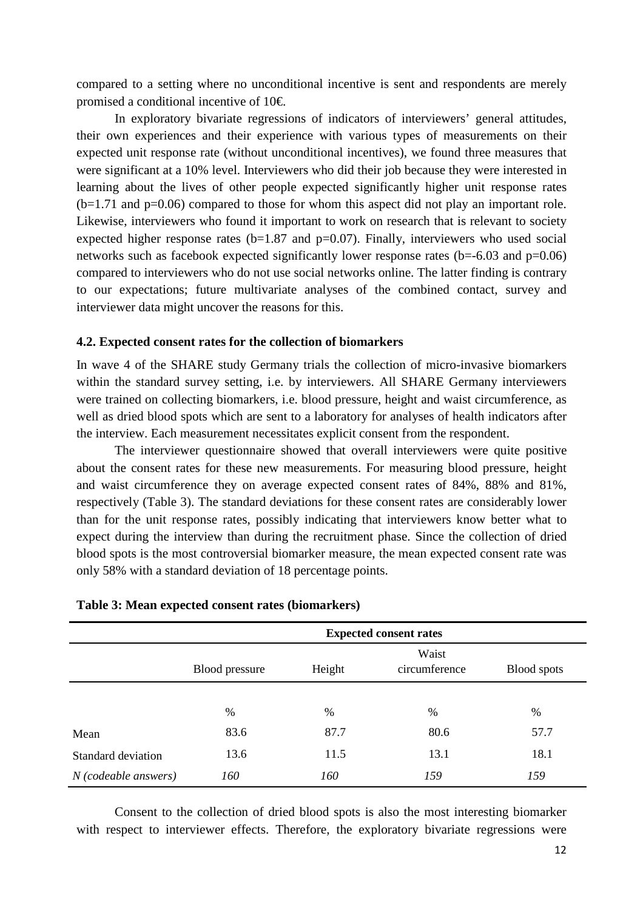compared to a setting where no unconditional incentive is sent and respondents are merely promised a conditional incentive of 10€.

In exploratory bivariate regressions of indicators of interviewers' general attitudes, their own experiences and their experience with various types of measurements on their expected unit response rate (without unconditional incentives), we found three measures that were significant at a 10% level. Interviewers who did their job because they were interested in learning about the lives of other people expected significantly higher unit response rates ($b=1.71$ and $p=0.06$) compared to those for whom this aspect did not play an important role. Likewise, interviewers who found it important to work on research that is relevant to society expected higher response rates ($b=1.87$ and $p=0.07$). Finally, interviewers who used social networks such as facebook expected significantly lower response rates ($b=-6.03$ and $p=0.06$) compared to interviewers who do not use social networks online. The latter finding is contrary to our expectations; future multivariate analyses of the combined contact, survey and interviewer data might uncover the reasons for this.

### 4.2. Expected consent rates for the collection of biomarkers

In wave 4 of the SHARE study Germany trials the collection of micro-invasive biomarkers within the standard survey setting, i.e. by interviewers. All SHARE Germany interviewers were trained on collecting biomarkers, i.e. blood pressure, height and waist circumference, as well as dried blood spots which are sent to a laboratory for analyses of health indicators after the interview. Each measurement necessitates explicit consent from the respondent.

The interviewer questionnaire showed that overall interviewers were quite positive about the consent rates for these new measurements. For measuring blood pressure, height and waist circumference they on average expected consent rates of 84%, 88% and 81%, respectively (Table 3). The standard deviations for these consent rates are considerably lower than for the unit response rates, possibly indicating that interviewers know better what to expect during the interview than during the recruitment phase. Since the collection of dried blood spots is the most controversial biomarker measure, the mean expected consent rate was only 58% with a standard deviation of 18 percentage points.

**Table 3: Mean expected consent rates (biomarkers)**

| | Expected consent rates | | | |
|---|---|---|---|---|
| | Blood pressure | Height | Waist circumference | Blood spots |
| | % | % | % | % |
| Mean | 83.6 | 87.7 | 80.6 | 57.7 |
| Standard deviation | 13.6 | 11.5 | 13.1 | 18.1 |
| *N (codeable answers)* | *160* | *160* | *159* | *159* |

Consent to the collection of dried blood spots is also the most interesting biomarker with respect to interviewer effects. Therefore, the exploratory bivariate regressions were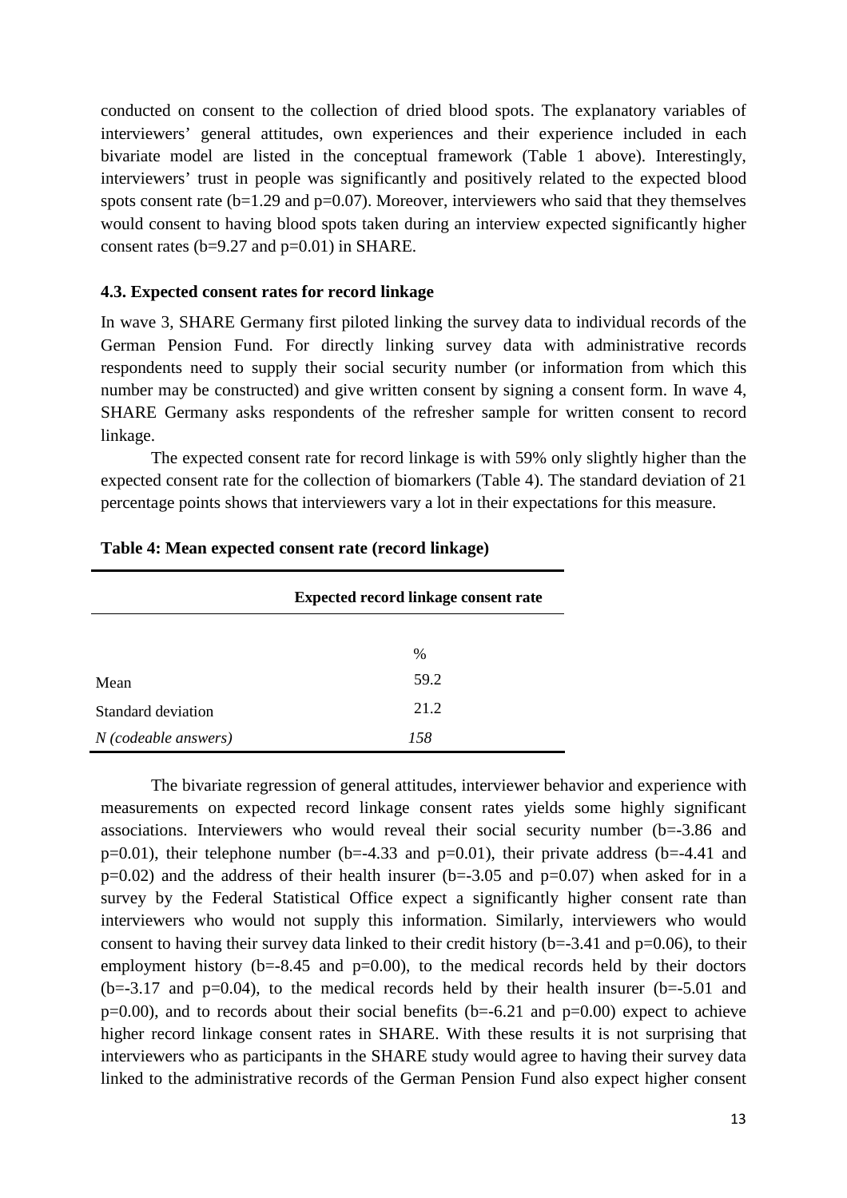conducted on consent to the collection of dried blood spots. The explanatory variables of interviewers' general attitudes, own experiences and their experience included in each bivariate model are listed in the conceptual framework (Table 1 above). Interestingly, interviewers' trust in people was significantly and positively related to the expected blood spots consent rate (b=1.29 and p=0.07). Moreover, interviewers who said that they themselves would consent to having blood spots taken during an interview expected significantly higher consent rates (b=9.27 and p=0.01) in SHARE.

### 4.3. Expected consent rates for record linkage

In wave 3, SHARE Germany first piloted linking the survey data to individual records of the German Pension Fund. For directly linking survey data with administrative records respondents need to supply their social security number (or information from which this number may be constructed) and give written consent by signing a consent form. In wave 4, SHARE Germany asks respondents of the refresher sample for written consent to record linkage.

The expected consent rate for record linkage is with 59% only slightly higher than the expected consent rate for the collection of biomarkers (Table 4). The standard deviation of 21 percentage points shows that interviewers vary a lot in their expectations for this measure.

**Table 4: Mean expected consent rate (record linkage)**

| | Expected record linkage consent rate |
|---|---|
| | % |
| Mean | 59.2 |
| Standard deviation | 21.2 |
| *N (codeable answers)* | *158* |

The bivariate regression of general attitudes, interviewer behavior and experience with measurements on expected record linkage consent rates yields some highly significant associations. Interviewers who would reveal their social security number (b=-3.86 and p=0.01), their telephone number (b=-4.33 and p=0.01), their private address (b=-4.41 and p=0.02) and the address of their health insurer (b=-3.05 and p=0.07) when asked for in a survey by the Federal Statistical Office expect a significantly higher consent rate than interviewers who would not supply this information. Similarly, interviewers who would consent to having their survey data linked to their credit history (b=-3.41 and p=0.06), to their employment history (b=-8.45 and p=0.00), to the medical records held by their doctors (b=-3.17 and p=0.04), to the medical records held by their health insurer (b=-5.01 and p=0.00), and to records about their social benefits (b=-6.21 and p=0.00) expect to achieve higher record linkage consent rates in SHARE. With these results it is not surprising that interviewers who as participants in the SHARE study would agree to having their survey data linked to the administrative records of the German Pension Fund also expect higher consent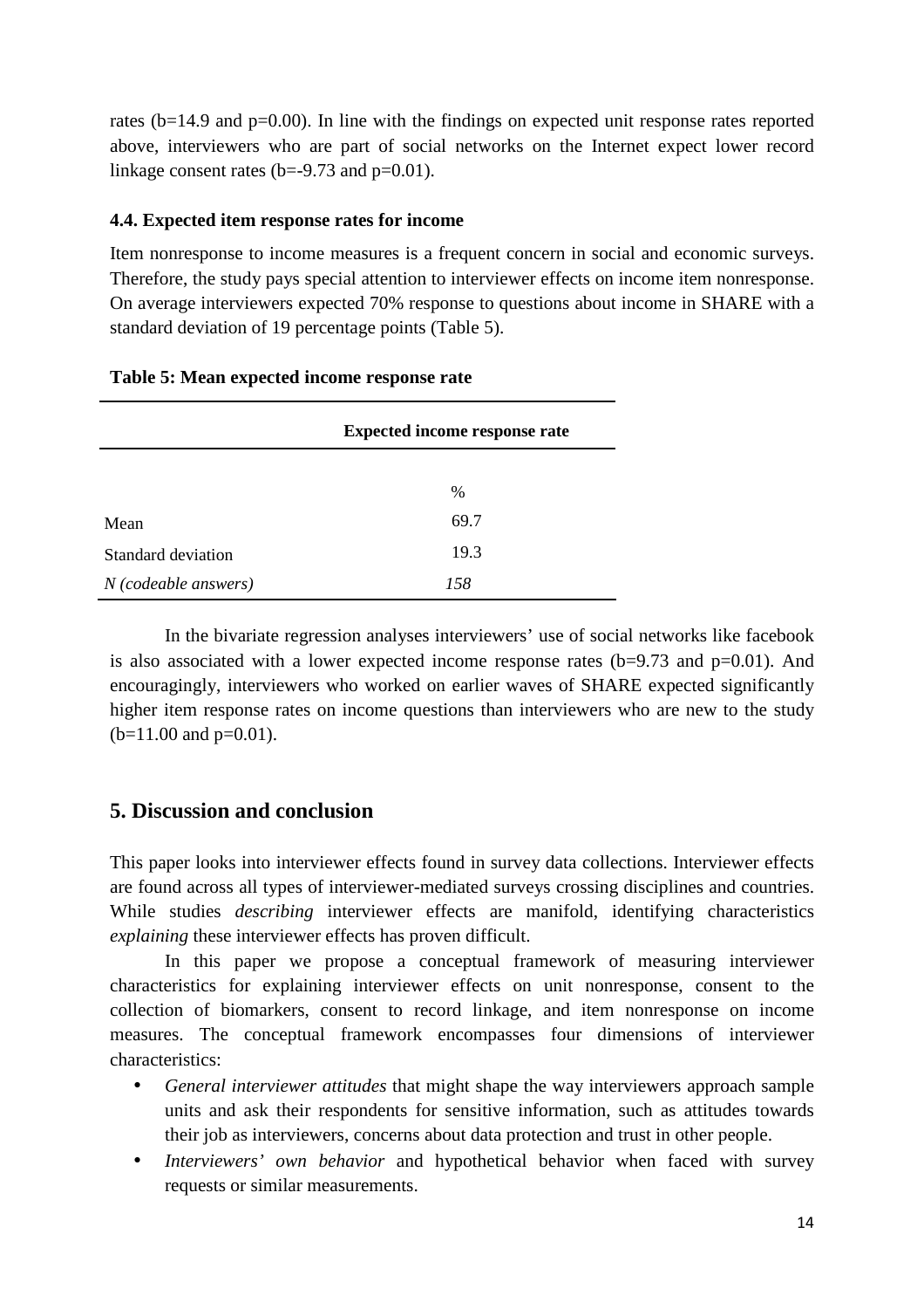rates ($b=14.9$ and $p=0.00$). In line with the findings on expected unit response rates reported above, interviewers who are part of social networks on the Internet expect lower record linkage consent rates ($b=-9.73$ and $p=0.01$).

### 4.4. Expected item response rates for income

Item nonresponse to income measures is a frequent concern in social and economic surveys. Therefore, the study pays special attention to interviewer effects on income item nonresponse. On average interviewers expected 70% response to questions about income in SHARE with a standard deviation of 19 percentage points (Table 5).

**Table 5: Mean expected income response rate**

| | Expected income response rate |
|---|---|
| | % |
| Mean | 69.7 |
| Standard deviation | 19.3 |
| *N (codeable answers)* | *158* |

In the bivariate regression analyses interviewers' use of social networks like facebook is also associated with a lower expected income response rates ($b=9.73$ and $p=0.01$). And encouragingly, interviewers who worked on earlier waves of SHARE expected significantly higher item response rates on income questions than interviewers who are new to the study ($b=11.00$ and $p=0.01$).

## 5. Discussion and conclusion

This paper looks into interviewer effects found in survey data collections. Interviewer effects are found across all types of interviewer-mediated surveys crossing disciplines and countries. While studies *describing* interviewer effects are manifold, identifying characteristics *explaining* these interviewer effects has proven difficult.

In this paper we propose a conceptual framework of measuring interviewer characteristics for explaining interviewer effects on unit nonresponse, consent to the collection of biomarkers, consent to record linkage, and item nonresponse on income measures. The conceptual framework encompasses four dimensions of interviewer characteristics:

- *General interviewer attitudes* that might shape the way interviewers approach sample units and ask their respondents for sensitive information, such as attitudes towards their job as interviewers, concerns about data protection and trust in other people.
- *Interviewers' own behavior* and hypothetical behavior when faced with survey requests or similar measurements.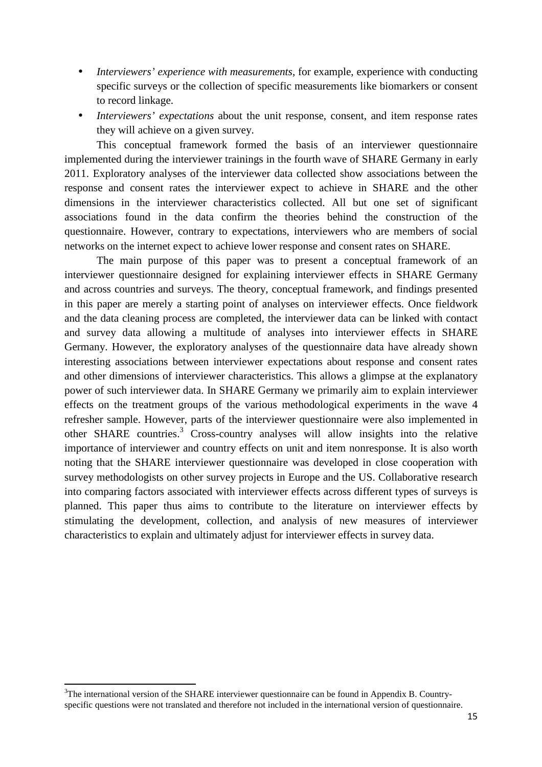- *Interviewers' experience with measurements*, for example, experience with conducting specific surveys or the collection of specific measurements like biomarkers or consent to record linkage.
- *Interviewers' expectations* about the unit response, consent, and item response rates they will achieve on a given survey.

This conceptual framework formed the basis of an interviewer questionnaire implemented during the interviewer trainings in the fourth wave of SHARE Germany in early 2011. Exploratory analyses of the interviewer data collected show associations between the response and consent rates the interviewer expect to achieve in SHARE and the other dimensions in the interviewer characteristics collected. All but one set of significant associations found in the data confirm the theories behind the construction of the questionnaire. However, contrary to expectations, interviewers who are members of social networks on the internet expect to achieve lower response and consent rates on SHARE.

The main purpose of this paper was to present a conceptual framework of an interviewer questionnaire designed for explaining interviewer effects in SHARE Germany and across countries and surveys. The theory, conceptual framework, and findings presented in this paper are merely a starting point of analyses on interviewer effects. Once fieldwork and the data cleaning process are completed, the interviewer data can be linked with contact and survey data allowing a multitude of analyses into interviewer effects in SHARE Germany. However, the exploratory analyses of the questionnaire data have already shown interesting associations between interviewer expectations about response and consent rates and other dimensions of interviewer characteristics. This allows a glimpse at the explanatory power of such interviewer data. In SHARE Germany we primarily aim to explain interviewer effects on the treatment groups of the various methodological experiments in the wave 4 refresher sample. However, parts of the interviewer questionnaire were also implemented in other SHARE countries.[3] Cross-country analyses will allow insights into the relative importance of interviewer and country effects on unit and item nonresponse. It is also worth noting that the SHARE interviewer questionnaire was developed in close cooperation with survey methodologists on other survey projects in Europe and the US. Collaborative research into comparing factors associated with interviewer effects across different types of surveys is planned. This paper thus aims to contribute to the literature on interviewer effects by stimulating the development, collection, and analysis of new measures of interviewer characteristics to explain and ultimately adjust for interviewer effects in survey data.

[3] The international version of the SHARE interviewer questionnaire can be found in Appendix B. Country-specific questions were not translated and therefore not included in the international version of questionnaire.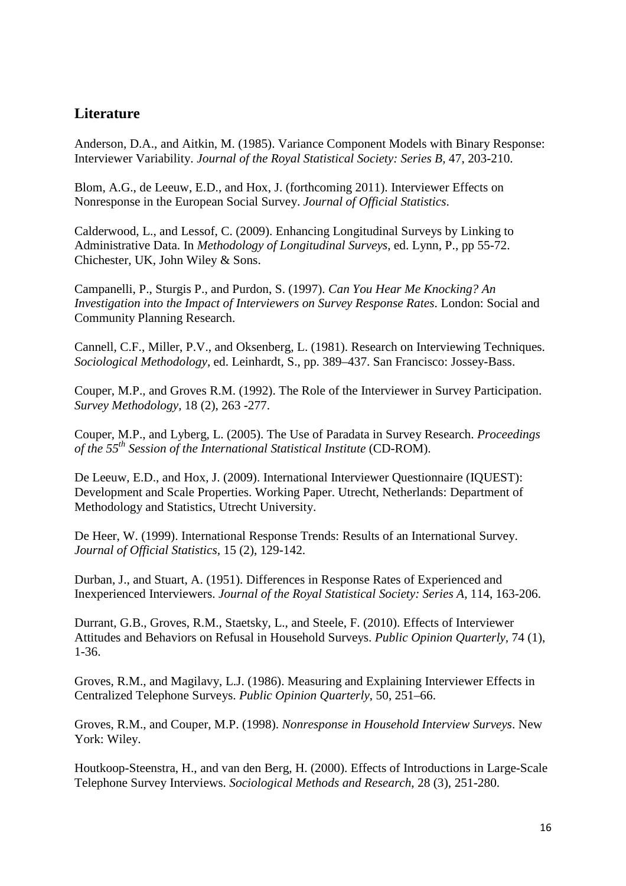## Literature

Anderson, D.A., and Aitkin, M. (1985). Variance Component Models with Binary Response: Interviewer Variability. *Journal of the Royal Statistical Society: Series B*, 47, 203-210.

Blom, A.G., de Leeuw, E.D., and Hox, J. (forthcoming 2011). Interviewer Effects on Nonresponse in the European Social Survey. *Journal of Official Statistics*.

Calderwood, L., and Lessof, C. (2009). Enhancing Longitudinal Surveys by Linking to Administrative Data. In *Methodology of Longitudinal Surveys*, ed. Lynn, P., pp 55-72. Chichester, UK, John Wiley & Sons.

Campanelli, P., Sturgis P., and Purdon, S. (1997). *Can You Hear Me Knocking? An Investigation into the Impact of Interviewers on Survey Response Rates*. London: Social and Community Planning Research.

Cannell, C.F., Miller, P.V., and Oksenberg, L. (1981). Research on Interviewing Techniques. *Sociological Methodology,* ed. Leinhardt, S., pp. 389–437. San Francisco: Jossey-Bass.

Couper, M.P., and Groves R.M. (1992). The Role of the Interviewer in Survey Participation. *Survey Methodology,* 18 (2), 263 -277.

Couper, M.P., and Lyberg, L. (2005). The Use of Paradata in Survey Research. *Proceedings of the 55th Session of the International Statistical Institute* (CD-ROM).

De Leeuw, E.D., and Hox, J. (2009). International Interviewer Questionnaire (IQUEST): Development and Scale Properties. Working Paper. Utrecht, Netherlands: Department of Methodology and Statistics, Utrecht University.

De Heer, W. (1999). International Response Trends: Results of an International Survey. *Journal of Official Statistics*, 15 (2), 129-142.

Durban, J., and Stuart, A. (1951). Differences in Response Rates of Experienced and Inexperienced Interviewers. *Journal of the Royal Statistical Society: Series A*, 114, 163-206.

Durrant, G.B., Groves, R.M., Staetsky, L., and Steele, F. (2010). Effects of Interviewer Attitudes and Behaviors on Refusal in Household Surveys. *Public Opinion Quarterly*, 74 (1), 1-36.

Groves, R.M., and Magilavy, L.J. (1986). Measuring and Explaining Interviewer Effects in Centralized Telephone Surveys. *Public Opinion Quarterly*, 50, 251–66.

Groves, R.M., and Couper, M.P. (1998). *Nonresponse in Household Interview Surveys*. New York: Wiley.

Houtkoop-Steenstra, H., and van den Berg, H. (2000). Effects of Introductions in Large-Scale Telephone Survey Interviews. *Sociological Methods and Research*, 28 (3), 251-280.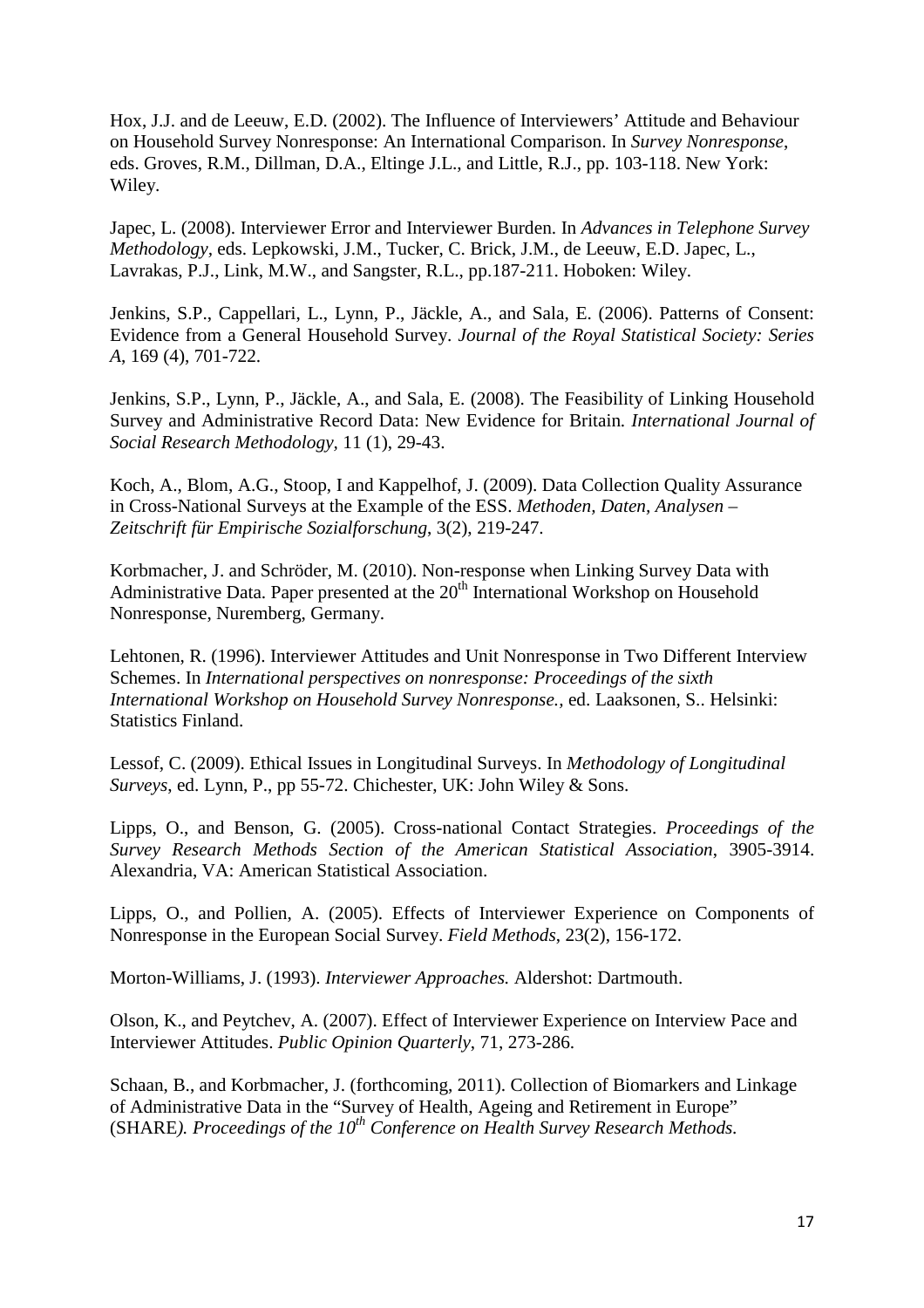Hox, J.J. and de Leeuw, E.D. (2002). The Influence of Interviewers' Attitude and Behaviour on Household Survey Nonresponse: An International Comparison. In *Survey Nonresponse*, eds. Groves, R.M., Dillman, D.A., Eltinge J.L., and Little, R.J., pp. 103-118. New York: Wiley.

Japec, L. (2008). Interviewer Error and Interviewer Burden. In *Advances in Telephone Survey Methodology*, eds. Lepkowski, J.M., Tucker, C. Brick, J.M., de Leeuw, E.D. Japec, L., Lavrakas, P.J., Link, M.W., and Sangster, R.L., pp.187-211. Hoboken: Wiley.

Jenkins, S.P., Cappellari, L., Lynn, P., Jäckle, A., and Sala, E. (2006). Patterns of Consent: Evidence from a General Household Survey. *Journal of the Royal Statistical Society: Series A*, 169 (4), 701-722.

Jenkins, S.P., Lynn, P., Jäckle, A., and Sala, E. (2008). The Feasibility of Linking Household Survey and Administrative Record Data: New Evidence for Britain. *International Journal of Social Research Methodology*, 11 (1), 29-43.

Koch, A., Blom, A.G., Stoop, I and Kappelhof, J. (2009). Data Collection Quality Assurance in Cross-National Surveys at the Example of the ESS. *Methoden, Daten, Analysen – Zeitschrift für Empirische Sozialforschung*, 3(2), 219-247.

Korbmacher, J. and Schröder, M. (2010). Non-response when Linking Survey Data with Administrative Data. Paper presented at the 20th International Workshop on Household Nonresponse, Nuremberg, Germany.

Lehtonen, R. (1996). Interviewer Attitudes and Unit Nonresponse in Two Different Interview Schemes. In *International perspectives on nonresponse: Proceedings of the sixth International Workshop on Household Survey Nonresponse.*, ed. Laaksonen, S.. Helsinki: Statistics Finland.

Lessof, C. (2009). Ethical Issues in Longitudinal Surveys. In *Methodology of Longitudinal Surveys*, ed. Lynn, P., pp 55-72. Chichester, UK: John Wiley & Sons.

Lipps, O., and Benson, G. (2005). Cross-national Contact Strategies. *Proceedings of the Survey Research Methods Section of the American Statistical Association*, 3905-3914. Alexandria, VA: American Statistical Association.

Lipps, O., and Pollien, A. (2005). Effects of Interviewer Experience on Components of Nonresponse in the European Social Survey. *Field Methods*, 23(2), 156-172.

Morton-Williams, J. (1993). *Interviewer Approaches.* Aldershot: Dartmouth.

Olson, K., and Peytchev, A. (2007). Effect of Interviewer Experience on Interview Pace and Interviewer Attitudes. *Public Opinion Quarterly*, 71, 273-286.

Schaan, B., and Korbmacher, J. (forthcoming, 2011). Collection of Biomarkers and Linkage of Administrative Data in the "Survey of Health, Ageing and Retirement in Europe" (SHARE*). Proceedings of the 10th Conference on Health Survey Research Methods.*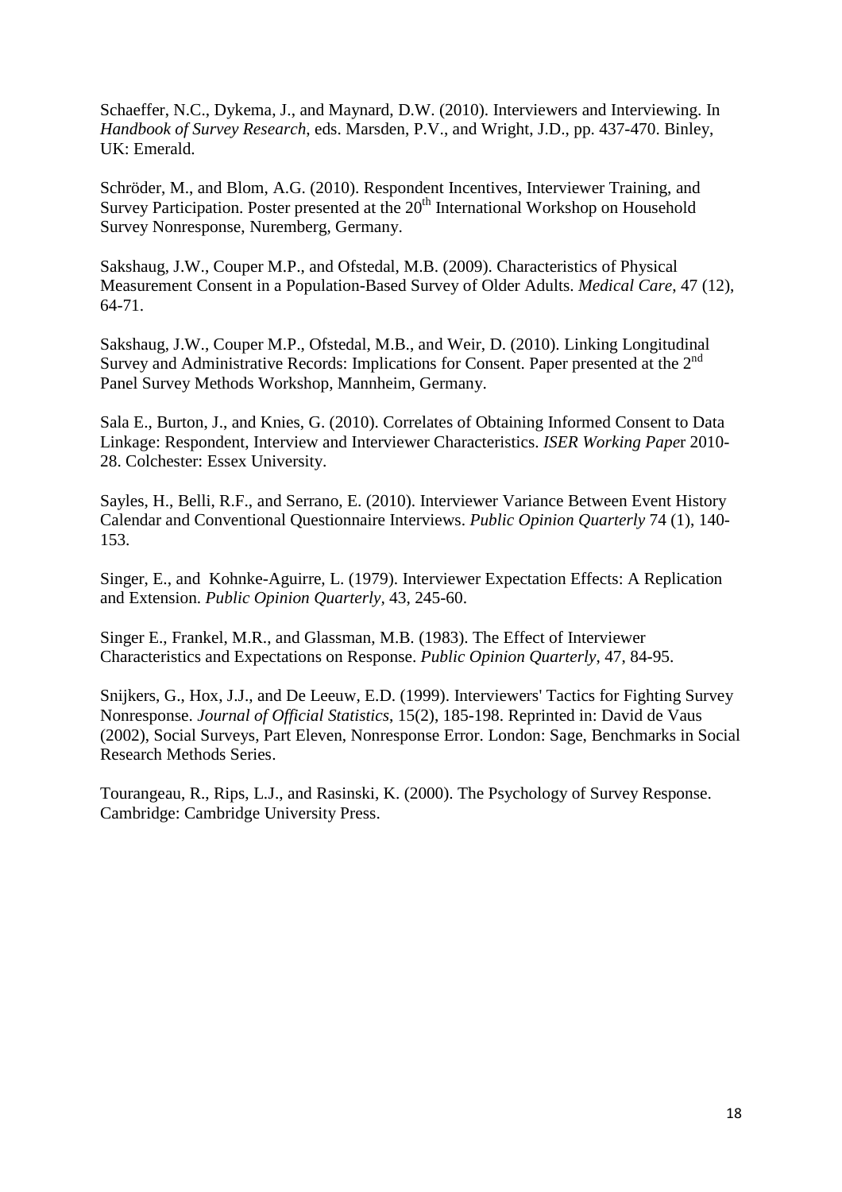Schaeffer, N.C., Dykema, J., and Maynard, D.W. (2010). Interviewers and Interviewing. In *Handbook of Survey Research*, eds. Marsden, P.V., and Wright, J.D., pp. 437-470. Binley, UK: Emerald.

Schröder, M., and Blom, A.G. (2010). Respondent Incentives, Interviewer Training, and Survey Participation. Poster presented at the 20th International Workshop on Household Survey Nonresponse, Nuremberg, Germany.

Sakshaug, J.W., Couper M.P., and Ofstedal, M.B. (2009). Characteristics of Physical Measurement Consent in a Population-Based Survey of Older Adults. *Medical Care,* 47 (12), 64-71.

Sakshaug, J.W., Couper M.P., Ofstedal, M.B., and Weir, D. (2010). Linking Longitudinal Survey and Administrative Records: Implications for Consent. Paper presented at the 2nd Panel Survey Methods Workshop, Mannheim, Germany.

Sala E., Burton, J., and Knies, G. (2010). Correlates of Obtaining Informed Consent to Data Linkage: Respondent, Interview and Interviewer Characteristics. *ISER Working Pape*r 2010-28. Colchester: Essex University.

Sayles, H., Belli, R.F., and Serrano, E. (2010). Interviewer Variance Between Event History Calendar and Conventional Questionnaire Interviews. *Public Opinion Quarterly* 74 (1), 140-153.

Singer, E., and Kohnke-Aguirre, L. (1979). Interviewer Expectation Effects: A Replication and Extension. *Public Opinion Quarterly*, 43, 245-60.

Singer E., Frankel, M.R., and Glassman, M.B. (1983). The Effect of Interviewer Characteristics and Expectations on Response. *Public Opinion Quarterly*, 47, 84-95.

Snijkers, G., Hox, J.J., and De Leeuw, E.D. (1999). Interviewers' Tactics for Fighting Survey Nonresponse. *Journal of Official Statistics*, 15(2), 185-198. Reprinted in: David de Vaus (2002), Social Surveys, Part Eleven, Nonresponse Error. London: Sage, Benchmarks in Social Research Methods Series.

Tourangeau, R., Rips, L.J., and Rasinski, K. (2000). The Psychology of Survey Response. Cambridge: Cambridge University Press.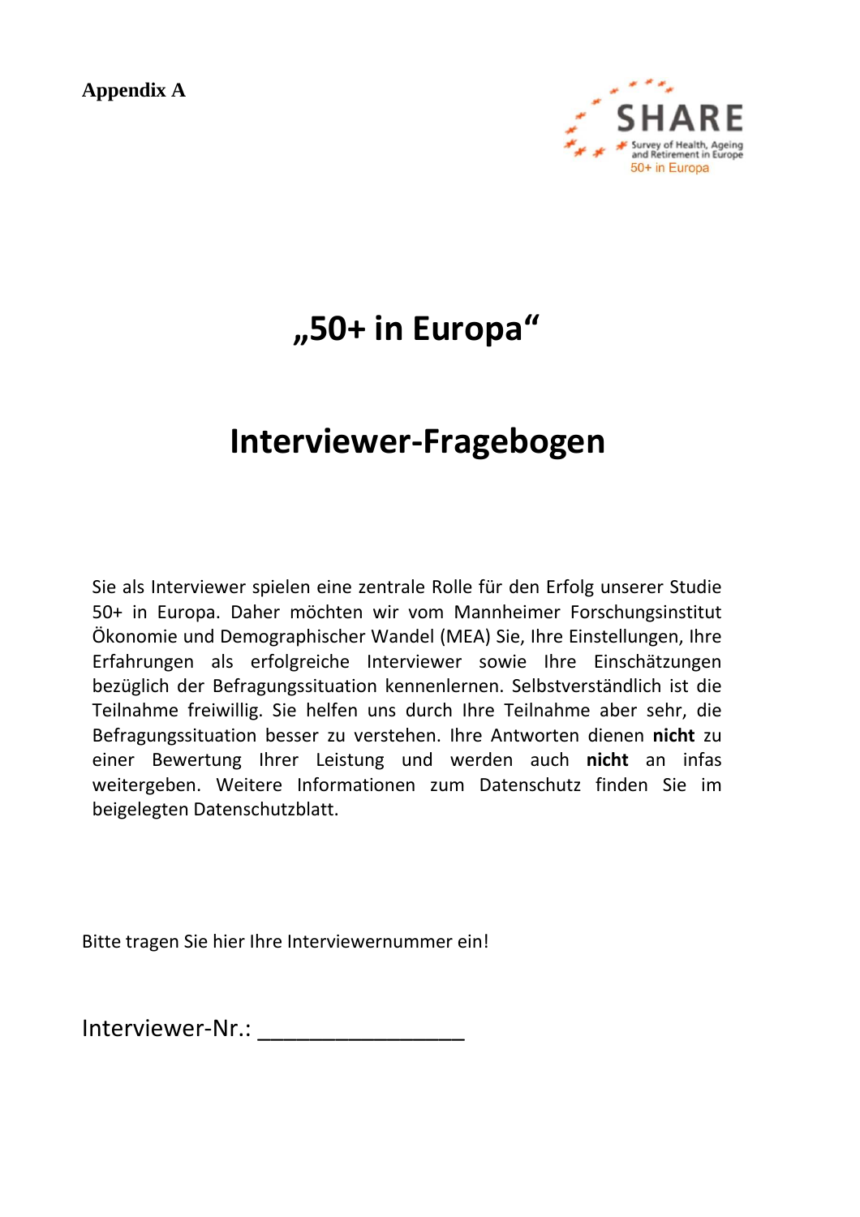**Appendix A**

SHARE
Survey of Health, Ageing and Retirement in Europe
50+ in Europa

# „50+ in Europa"

# Interviewer-Fragebogen

Sie als Interviewer spielen eine zentrale Rolle für den Erfolg unserer Studie 50+ in Europa. Daher möchten wir vom Mannheimer Forschungsinstitut Ökonomie und Demographischer Wandel (MEA) Sie, Ihre Einstellungen, Ihre Erfahrungen als erfolgreiche Interviewer sowie Ihre Einschätzungen bezüglich der Befragungssituation kennenlernen. Selbstverständlich ist die Teilnahme freiwillig. Sie helfen uns durch Ihre Teilnahme aber sehr, die Befragungssituation besser zu verstehen. Ihre Antworten dienen **nicht** zu einer Bewertung Ihrer Leistung und werden auch **nicht** an infas weitergeben. Weitere Informationen zum Datenschutz finden Sie im beigelegten Datenschutzblatt.

Bitte tragen Sie hier Ihre Interviewernummer ein!

Interviewer-Nr.: ________________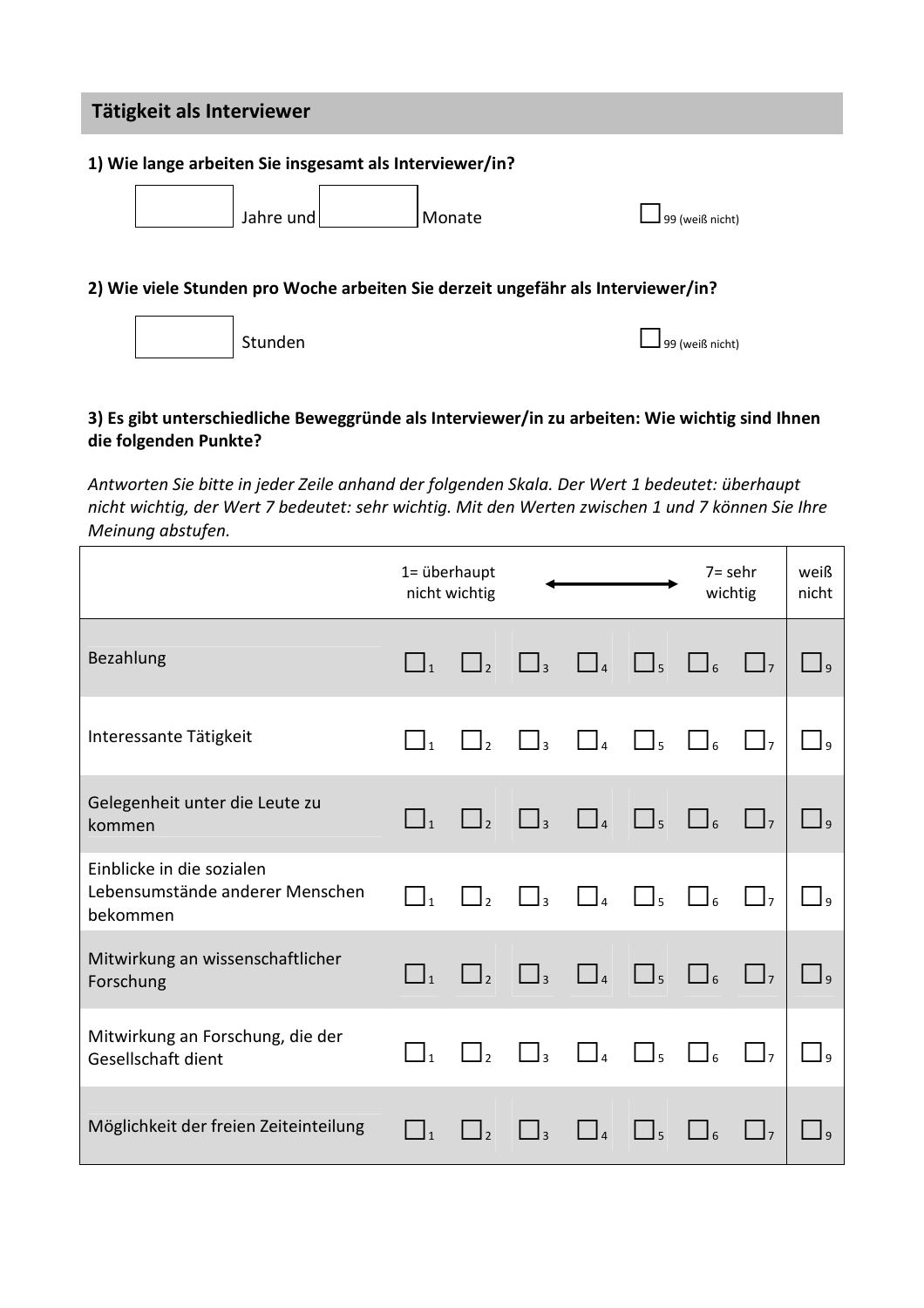## Tätigkeit als Interviewer

**1) Wie lange arbeiten Sie insgesamt als Interviewer/in?**

☐ Jahre und ☐ Monate ☐ 99 (weiß nicht)

**2) Wie viele Stunden pro Woche arbeiten Sie derzeit ungefähr als Interviewer/in?**

☐ Stunden ☐ 99 (weiß nicht)

**3) Es gibt unterschiedliche Beweggründe als Interviewer/in zu arbeiten: Wie wichtig sind Ihnen die folgenden Punkte?**

*Antworten Sie bitte in jeder Zeile anhand der folgenden Skala. Der Wert 1 bedeutet: überhaupt nicht wichtig, der Wert 7 bedeutet: sehr wichtig. Mit den Werten zwischen 1 und 7 können Sie Ihre Meinung abstufen.*

| | 1= überhaupt nicht wichtig | | | ⟷ | | | 7= sehr wichtig | weiß nicht |
|---|---|---|---|---|---|---|---|---|
| Bezahlung | ☐ 1 | ☐ 2 | ☐ 3 | ☐ 4 | ☐ 5 | ☐ 6 | ☐ 7 | ☐ 9 |
| Interessante Tätigkeit | ☐ 1 | ☐ 2 | ☐ 3 | ☐ 4 | ☐ 5 | ☐ 6 | ☐ 7 | ☐ 9 |
| Gelegenheit unter die Leute zu kommen | ☐ 1 | ☐ 2 | ☐ 3 | ☐ 4 | ☐ 5 | ☐ 6 | ☐ 7 | ☐ 9 |
| Einblicke in die sozialen Lebensumstände anderer Menschen bekommen | ☐ 1 | ☐ 2 | ☐ 3 | ☐ 4 | ☐ 5 | ☐ 6 | ☐ 7 | ☐ 9 |
| Mitwirkung an wissenschaftlicher Forschung | ☐ 1 | ☐ 2 | ☐ 3 | ☐ 4 | ☐ 5 | ☐ 6 | ☐ 7 | ☐ 9 |
| Mitwirkung an Forschung, die der Gesellschaft dient | ☐ 1 | ☐ 2 | ☐ 3 | ☐ 4 | ☐ 5 | ☐ 6 | ☐ 7 | ☐ 9 |
| Möglichkeit der freien Zeiteinteilung | ☐ 1 | ☐ 2 | ☐ 3 | ☐ 4 | ☐ 5 | ☐ 6 | ☐ 7 | ☐ 9 |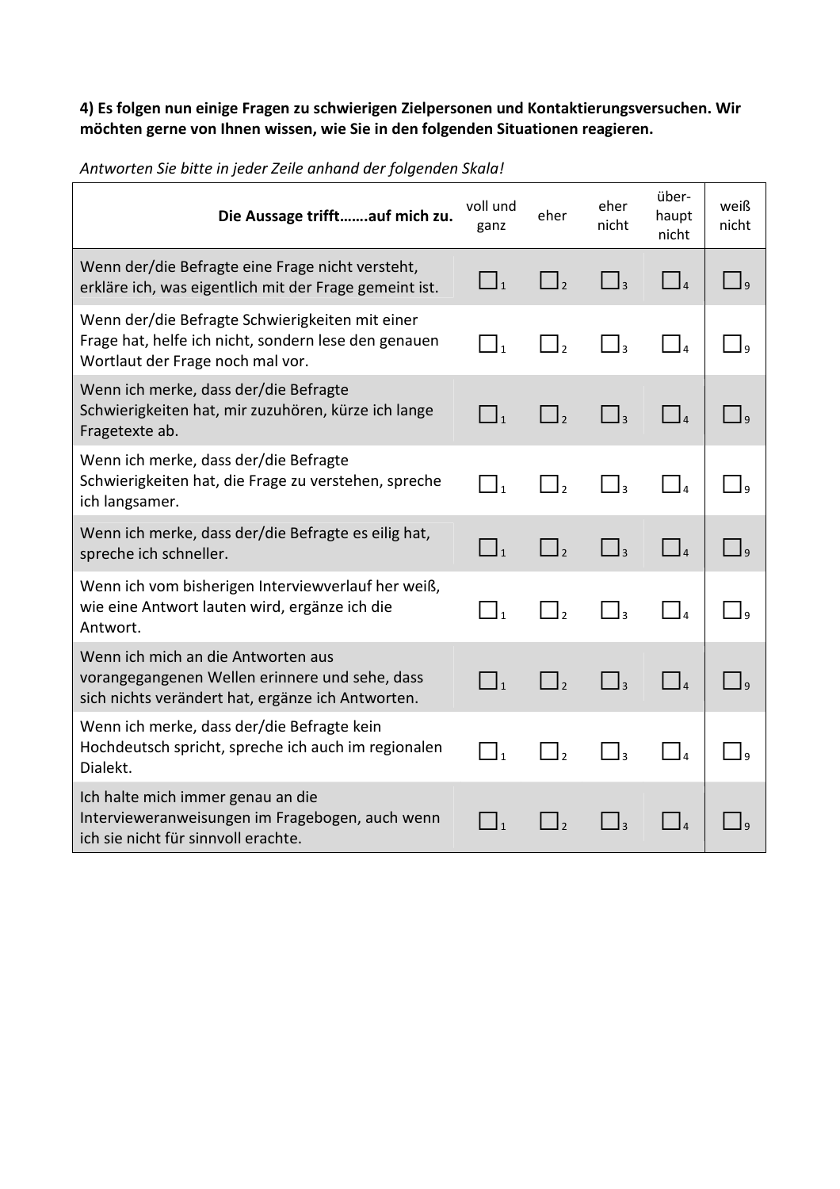**4) Es folgen nun einige Fragen zu schwierigen Zielpersonen und Kontaktierungsversuchen. Wir möchten gerne von Ihnen wissen, wie Sie in den folgenden Situationen reagieren.**

*Antworten Sie bitte in jeder Zeile anhand der folgenden Skala!*

| **Die Aussage trifft…….auf mich zu.** | voll und ganz | eher | eher nicht | über-haupt nicht | weiß nicht |
|---|---|---|---|---|---|
| Wenn der/die Befragte eine Frage nicht versteht, erkläre ich, was eigentlich mit der Frage gemeint ist. | ☐1 | ☐2 | ☐3 | ☐4 | ☐9 |
| Wenn der/die Befragte Schwierigkeiten mit einer Frage hat, helfe ich nicht, sondern lese den genauen Wortlaut der Frage noch mal vor. | ☐1 | ☐2 | ☐3 | ☐4 | ☐9 |
| Wenn ich merke, dass der/die Befragte Schwierigkeiten hat, mir zuzuhören, kürze ich lange Fragetexte ab. | ☐1 | ☐2 | ☐3 | ☐4 | ☐9 |
| Wenn ich merke, dass der/die Befragte Schwierigkeiten hat, die Frage zu verstehen, spreche ich langsamer. | ☐1 | ☐2 | ☐3 | ☐4 | ☐9 |
| Wenn ich merke, dass der/die Befragte es eilig hat, spreche ich schneller. | ☐1 | ☐2 | ☐3 | ☐4 | ☐9 |
| Wenn ich vom bisherigen Interviewverlauf her weiß, wie eine Antwort lauten wird, ergänze ich die Antwort. | ☐1 | ☐2 | ☐3 | ☐4 | ☐9 |
| Wenn ich mich an die Antworten aus vorangegangenen Wellen erinnere und sehe, dass sich nichts verändert hat, ergänze ich Antworten. | ☐1 | ☐2 | ☐3 | ☐4 | ☐9 |
| Wenn ich merke, dass der/die Befragte kein Hochdeutsch spricht, spreche ich auch im regionalen Dialekt. | ☐1 | ☐2 | ☐3 | ☐4 | ☐9 |
| Ich halte mich immer genau an die Intervieweranweisungen im Fragebogen, auch wenn ich sie nicht für sinnvoll erachte. | ☐1 | ☐2 | ☐3 | ☐4 | ☐9 |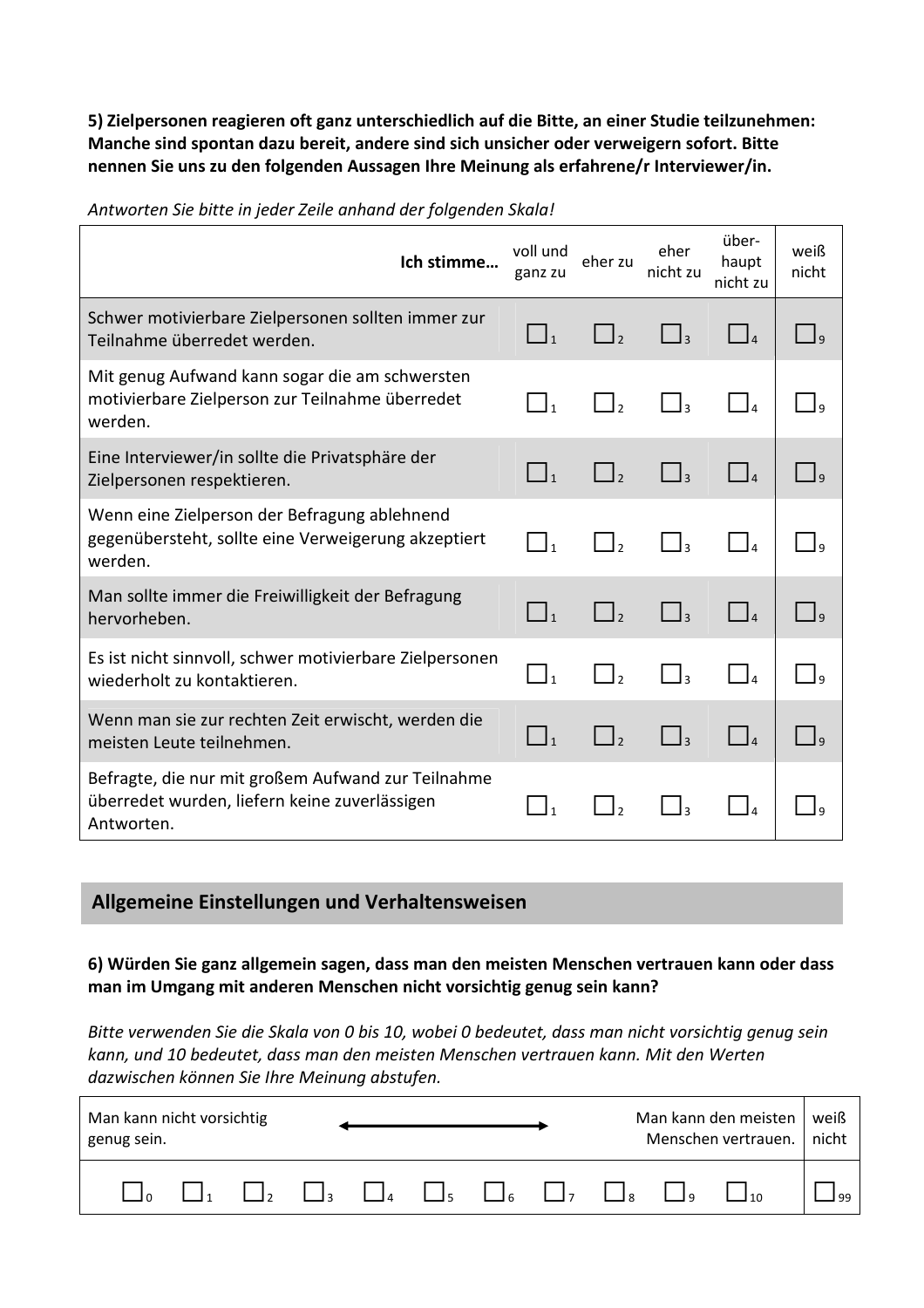**5) Zielpersonen reagieren oft ganz unterschiedlich auf die Bitte, an einer Studie teilzunehmen: Manche sind spontan dazu bereit, andere sind sich unsicher oder verweigern sofort. Bitte nennen Sie uns zu den folgenden Aussagen Ihre Meinung als erfahrene/r Interviewer/in.**

*Antworten Sie bitte in jeder Zeile anhand der folgenden Skala!*

| **Ich stimme…** | voll und ganz zu | eher zu | eher nicht zu | überhaupt nicht zu | weiß nicht |
|---|---|---|---|---|---|
| Schwer motivierbare Zielpersonen sollten immer zur Teilnahme überredet werden. | ☐1 | ☐2 | ☐3 | ☐4 | ☐9 |
| Mit genug Aufwand kann sogar die am schwersten motivierbare Zielperson zur Teilnahme überredet werden. | ☐1 | ☐2 | ☐3 | ☐4 | ☐9 |
| Eine Interviewer/in sollte die Privatsphäre der Zielpersonen respektieren. | ☐1 | ☐2 | ☐3 | ☐4 | ☐9 |
| Wenn eine Zielperson der Befragung ablehnend gegenübersteht, sollte eine Verweigerung akzeptiert werden. | ☐1 | ☐2 | ☐3 | ☐4 | ☐9 |
| Man sollte immer die Freiwilligkeit der Befragung hervorheben. | ☐1 | ☐2 | ☐3 | ☐4 | ☐9 |
| Es ist nicht sinnvoll, schwer motivierbare Zielpersonen wiederholt zu kontaktieren. | ☐1 | ☐2 | ☐3 | ☐4 | ☐9 |
| Wenn man sie zur rechten Zeit erwischt, werden die meisten Leute teilnehmen. | ☐1 | ☐2 | ☐3 | ☐4 | ☐9 |
| Befragte, die nur mit großem Aufwand zur Teilnahme überredet wurden, liefern keine zuverlässigen Antworten. | ☐1 | ☐2 | ☐3 | ☐4 | ☐9 |

## Allgemeine Einstellungen und Verhaltensweisen

**6) Würden Sie ganz allgemein sagen, dass man den meisten Menschen vertrauen kann oder dass man im Umgang mit anderen Menschen nicht vorsichtig genug sein kann?**

*Bitte verwenden Sie die Skala von 0 bis 10, wobei 0 bedeutet, dass man nicht vorsichtig genug sein kann, und 10 bedeutet, dass man den meisten Menschen vertrauen kann. Mit den Werten dazwischen können Sie Ihre Meinung abstufen.*

| Man kann nicht vorsichtig genug sein. | | | | | ⟷ | | | | | Man kann den meisten Menschen vertrauen. | weiß nicht |
|---|---|---|---|---|---|---|---|---|---|---|---|
| ☐0 | ☐1 | ☐2 | ☐3 | ☐4 | ☐5 | ☐6 | ☐7 | ☐8 | ☐9 | ☐10 | ☐99 |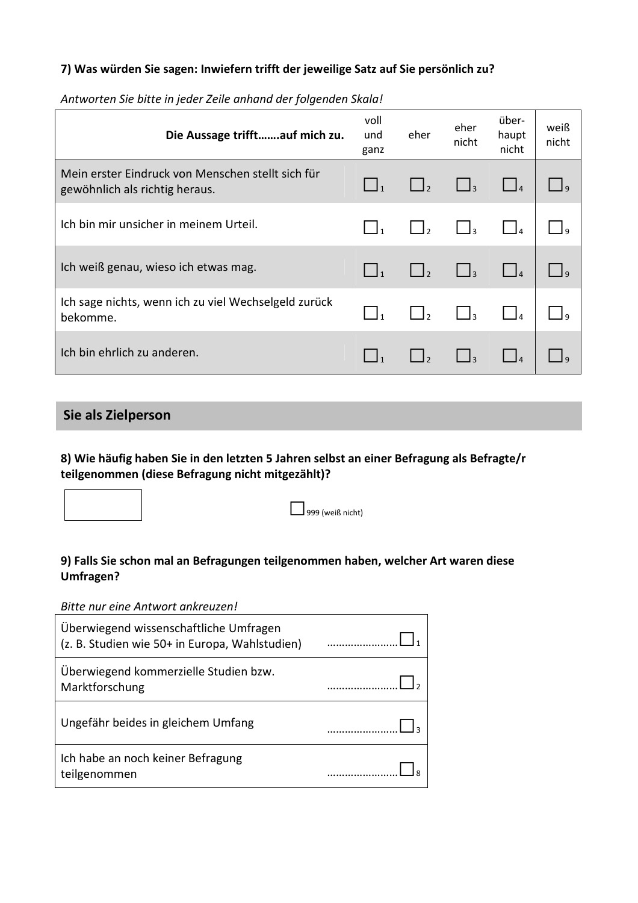**7) Was würden Sie sagen: Inwiefern trifft der jeweilige Satz auf Sie persönlich zu?**

*Antworten Sie bitte in jeder Zeile anhand der folgenden Skala!*

| **Die Aussage trifft…….auf mich zu.** | voll und ganz | eher | eher nicht | über-haupt nicht | weiß nicht |
|---|---|---|---|---|---|
| Mein erster Eindruck von Menschen stellt sich für gewöhnlich als richtig heraus. | ☐ 1 | ☐ 2 | ☐ 3 | ☐ 4 | ☐ 9 |
| Ich bin mir unsicher in meinem Urteil. | ☐ 1 | ☐ 2 | ☐ 3 | ☐ 4 | ☐ 9 |
| Ich weiß genau, wieso ich etwas mag. | ☐ 1 | ☐ 2 | ☐ 3 | ☐ 4 | ☐ 9 |
| Ich sage nichts, wenn ich zu viel Wechselgeld zurück bekomme. | ☐ 1 | ☐ 2 | ☐ 3 | ☐ 4 | ☐ 9 |
| Ich bin ehrlich zu anderen. | ☐ 1 | ☐ 2 | ☐ 3 | ☐ 4 | ☐ 9 |

## Sie als Zielperson

**8) Wie häufig haben Sie in den letzten 5 Jahren selbst an einer Befragung als Befragte/r teilgenommen (diese Befragung nicht mitgezählt)?**

[ ] ☐ 999 (weiß nicht)

**9) Falls Sie schon mal an Befragungen teilgenommen haben, welcher Art waren diese Umfragen?**

*Bitte nur eine Antwort ankreuzen!*

| | |
|---|---|
| Überwiegend wissenschaftliche Umfragen (z. B. Studien wie 50+ in Europa, Wahlstudien) | ……………………☐ 1 |
| Überwiegend kommerzielle Studien bzw. Marktforschung | ……………………☐ 2 |
| Ungefähr beides in gleichem Umfang | ……………………☐ 3 |
| Ich habe an noch keiner Befragung teilgenommen | ……………………☐ 8 |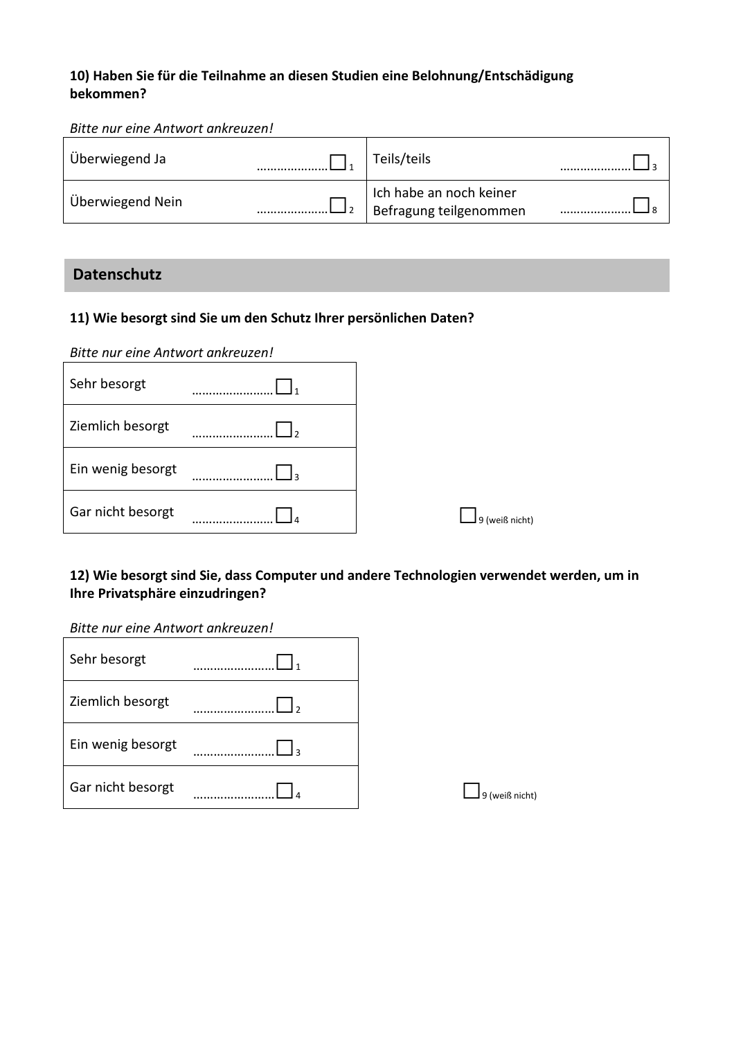**10) Haben Sie für die Teilnahme an diesen Studien eine Belohnung/Entschädigung bekommen?**

*Bitte nur eine Antwort ankreuzen!*

| | | | |
|---|---|---|---|
| Überwiegend Ja | ………………… ☐ 1 | Teils/teils | ………………… ☐ 3 |
| Überwiegend Nein | ………………… ☐ 2 | Ich habe an noch keiner Befragung teilgenommen | ………………… ☐ 8 |

## Datenschutz

**11) Wie besorgt sind Sie um den Schutz Ihrer persönlichen Daten?**

*Bitte nur eine Antwort ankreuzen!*

| | |
|---|---|
| Sehr besorgt | …………………… ☐ 1 |
| Ziemlich besorgt | …………………… ☐ 2 |
| Ein wenig besorgt | …………………… ☐ 3 |
| Gar nicht besorgt | …………………… ☐ 4 |

☐ 9 (weiß nicht)

**12) Wie besorgt sind Sie, dass Computer und andere Technologien verwendet werden, um in Ihre Privatsphäre einzudringen?**

*Bitte nur eine Antwort ankreuzen!*

| | |
|---|---|
| Sehr besorgt | …………………… ☐ 1 |
| Ziemlich besorgt | …………………… ☐ 2 |
| Ein wenig besorgt | …………………… ☐ 3 |
| Gar nicht besorgt | …………………… ☐ 4 |

☐ 9 (weiß nicht)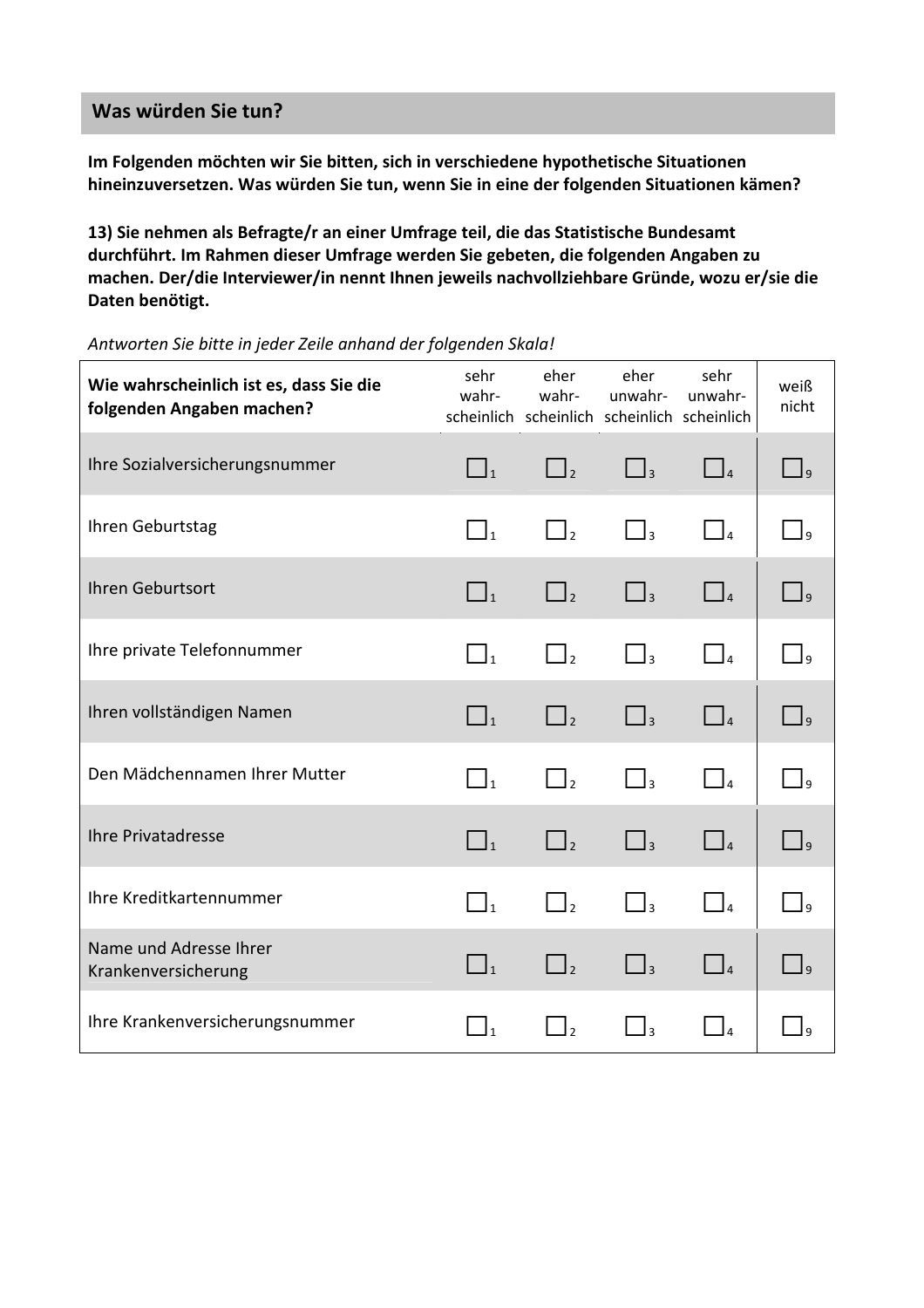## Was würden Sie tun?

**Im Folgenden möchten wir Sie bitten, sich in verschiedene hypothetische Situationen hineinzuversetzen. Was würden Sie tun, wenn Sie in eine der folgenden Situationen kämen?**

**13) Sie nehmen als Befragte/r an einer Umfrage teil, die das Statistische Bundesamt durchführt. Im Rahmen dieser Umfrage werden Sie gebeten, die folgenden Angaben zu machen. Der/die Interviewer/in nennt Ihnen jeweils nachvollziehbare Gründe, wozu er/sie die Daten benötigt.**

*Antworten Sie bitte in jeder Zeile anhand der folgenden Skala!*

| **Wie wahrscheinlich ist es, dass Sie die folgenden Angaben machen?** | sehr wahrscheinlich | eher wahrscheinlich | eher unwahrscheinlich | sehr unwahrscheinlich | weiß nicht |
|---|---|---|---|---|---|
| Ihre Sozialversicherungsnummer | ☐ 1 | ☐ 2 | ☐ 3 | ☐ 4 | ☐ 9 |
| Ihren Geburtstag | ☐ 1 | ☐ 2 | ☐ 3 | ☐ 4 | ☐ 9 |
| Ihren Geburtsort | ☐ 1 | ☐ 2 | ☐ 3 | ☐ 4 | ☐ 9 |
| Ihre private Telefonnummer | ☐ 1 | ☐ 2 | ☐ 3 | ☐ 4 | ☐ 9 |
| Ihren vollständigen Namen | ☐ 1 | ☐ 2 | ☐ 3 | ☐ 4 | ☐ 9 |
| Den Mädchennamen Ihrer Mutter | ☐ 1 | ☐ 2 | ☐ 3 | ☐ 4 | ☐ 9 |
| Ihre Privatadresse | ☐ 1 | ☐ 2 | ☐ 3 | ☐ 4 | ☐ 9 |
| Ihre Kreditkartennummer | ☐ 1 | ☐ 2 | ☐ 3 | ☐ 4 | ☐ 9 |
| Name und Adresse Ihrer Krankenversicherung | ☐ 1 | ☐ 2 | ☐ 3 | ☐ 4 | ☐ 9 |
| Ihre Krankenversicherungsnummer | ☐ 1 | ☐ 2 | ☐ 3 | ☐ 4 | ☐ 9 |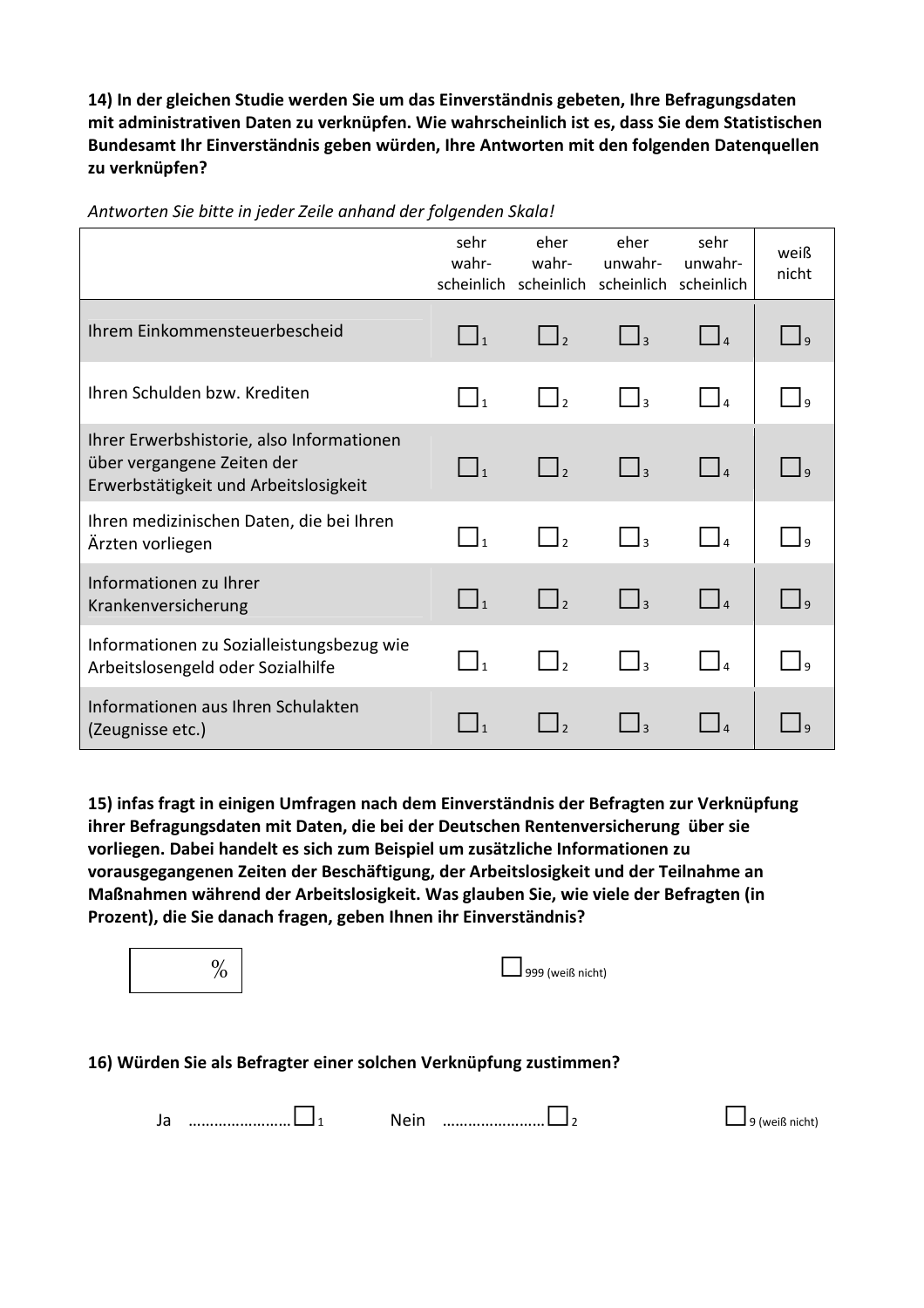**14) In der gleichen Studie werden Sie um das Einverständnis gebeten, Ihre Befragungsdaten mit administrativen Daten zu verknüpfen. Wie wahrscheinlich ist es, dass Sie dem Statistischen Bundesamt Ihr Einverständnis geben würden, Ihre Antworten mit den folgenden Datenquellen zu verknüpfen?**

*Antworten Sie bitte in jeder Zeile anhand der folgenden Skala!*

| | sehr wahr-scheinlich | eher wahr-scheinlich | eher unwahr-scheinlich | sehr unwahr-scheinlich | weiß nicht |
|---|---|---|---|---|---|
| Ihrem Einkommensteuerbescheid | ☐ 1 | ☐ 2 | ☐ 3 | ☐ 4 | ☐ 9 |
| Ihren Schulden bzw. Krediten | ☐ 1 | ☐ 2 | ☐ 3 | ☐ 4 | ☐ 9 |
| Ihrer Erwerbshistorie, also Informationen über vergangene Zeiten der Erwerbstätigkeit und Arbeitslosigkeit | ☐ 1 | ☐ 2 | ☐ 3 | ☐ 4 | ☐ 9 |
| Ihren medizinischen Daten, die bei Ihren Ärzten vorliegen | ☐ 1 | ☐ 2 | ☐ 3 | ☐ 4 | ☐ 9 |
| Informationen zu Ihrer Krankenversicherung | ☐ 1 | ☐ 2 | ☐ 3 | ☐ 4 | ☐ 9 |
| Informationen zu Sozialleistungsbezug wie Arbeitslosengeld oder Sozialhilfe | ☐ 1 | ☐ 2 | ☐ 3 | ☐ 4 | ☐ 9 |
| Informationen aus Ihren Schulakten (Zeugnisse etc.) | ☐ 1 | ☐ 2 | ☐ 3 | ☐ 4 | ☐ 9 |

**15) infas fragt in einigen Umfragen nach dem Einverständnis der Befragten zur Verknüpfung ihrer Befragungsdaten mit Daten, die bei der Deutschen Rentenversicherung über sie vorliegen. Dabei handelt es sich zum Beispiel um zusätzliche Informationen zu vorausgegangenen Zeiten der Beschäftigung, der Arbeitslosigkeit und der Teilnahme an Maßnahmen während der Arbeitslosigkeit. Was glauben Sie, wie viele der Befragten (in Prozent), die Sie danach fragen, geben Ihnen ihr Einverständnis?**

[ ] %

☐ 999 (weiß nicht)

**16) Würden Sie als Befragter einer solchen Verknüpfung zustimmen?**

Ja …………………… ☐ 1 Nein …………………… ☐ 2 ☐ 9 (weiß nicht)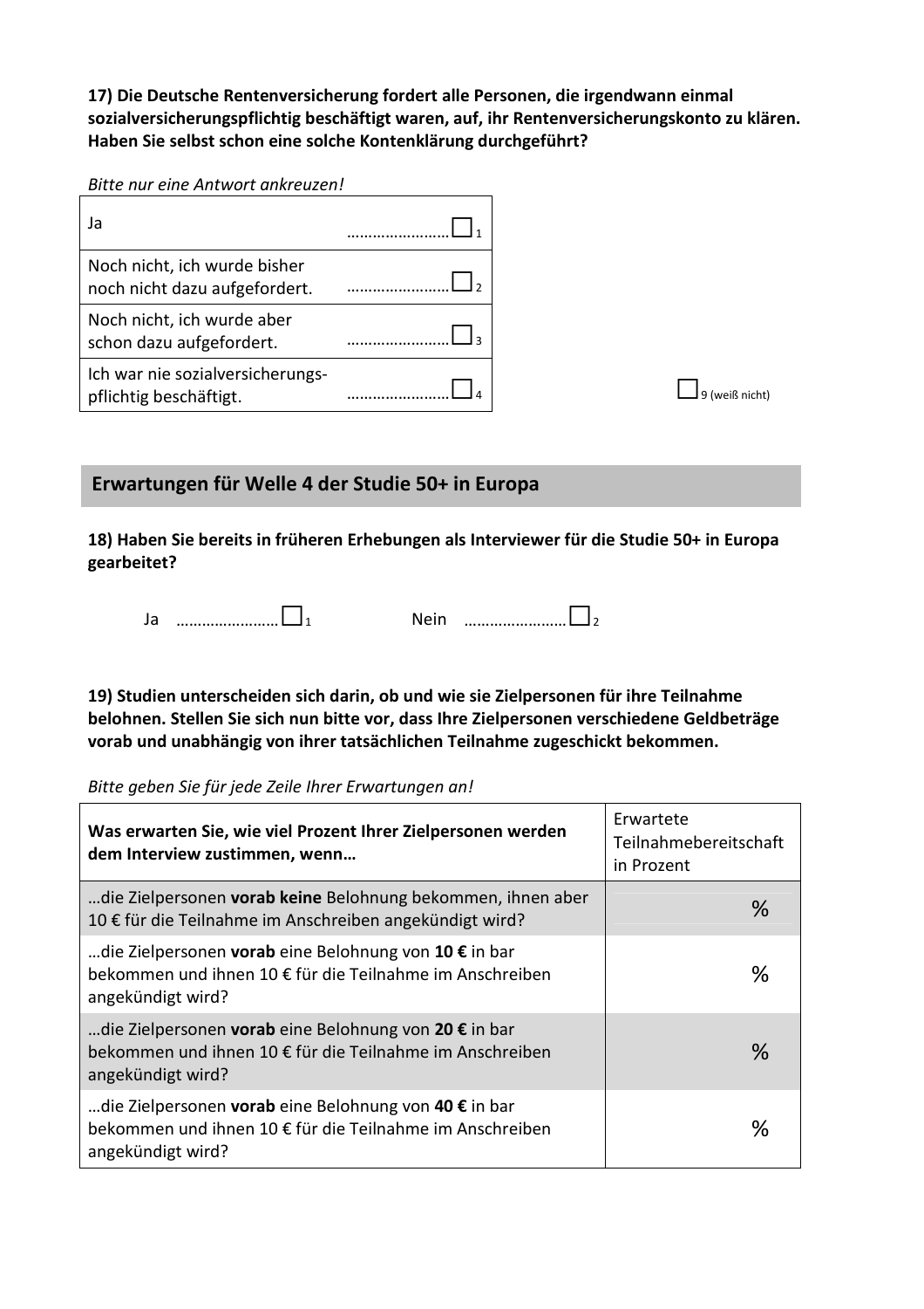**17) Die Deutsche Rentenversicherung fordert alle Personen, die irgendwann einmal sozialversicherungspflichtig beschäftigt waren, auf, ihr Rentenversicherungskonto zu klären. Haben Sie selbst schon eine solche Kontenklärung durchgeführt?**

*Bitte nur eine Antwort ankreuzen!*

| | |
|---|---|
| Ja | …………………… ☐ 1 |
| Noch nicht, ich wurde bisher noch nicht dazu aufgefordert. | …………………… ☐ 2 |
| Noch nicht, ich wurde aber schon dazu aufgefordert. | …………………… ☐ 3 |
| Ich war nie sozialversicherungspflichtig beschäftigt. | …………………… ☐ 4 |

☐ 9 (weiß nicht)

## Erwartungen für Welle 4 der Studie 50+ in Europa

**18) Haben Sie bereits in früheren Erhebungen als Interviewer für die Studie 50+ in Europa gearbeitet?**

Ja …………………… ☐ 1 Nein …………………… ☐ 2

**19) Studien unterscheiden sich darin, ob und wie sie Zielpersonen für ihre Teilnahme belohnen. Stellen Sie sich nun bitte vor, dass Ihre Zielpersonen verschiedene Geldbeträge vorab und unabhängig von ihrer tatsächlichen Teilnahme zugeschickt bekommen.**

*Bitte geben Sie für jede Zeile Ihrer Erwartungen an!*

| **Was erwarten Sie, wie viel Prozent Ihrer Zielpersonen werden dem Interview zustimmen, wenn…** | Erwartete Teilnahmebereitschaft in Prozent |
|---|---|
| …die Zielpersonen **vorab keine** Belohnung bekommen, ihnen aber 10 € für die Teilnahme im Anschreiben angekündigt wird? | % |
| …die Zielpersonen **vorab** eine Belohnung von **10 €** in bar bekommen und ihnen 10 € für die Teilnahme im Anschreiben angekündigt wird? | % |
| …die Zielpersonen **vorab** eine Belohnung von **20 €** in bar bekommen und ihnen 10 € für die Teilnahme im Anschreiben angekündigt wird? | % |
| …die Zielpersonen **vorab** eine Belohnung von **40 €** in bar bekommen und ihnen 10 € für die Teilnahme im Anschreiben angekündigt wird? | % |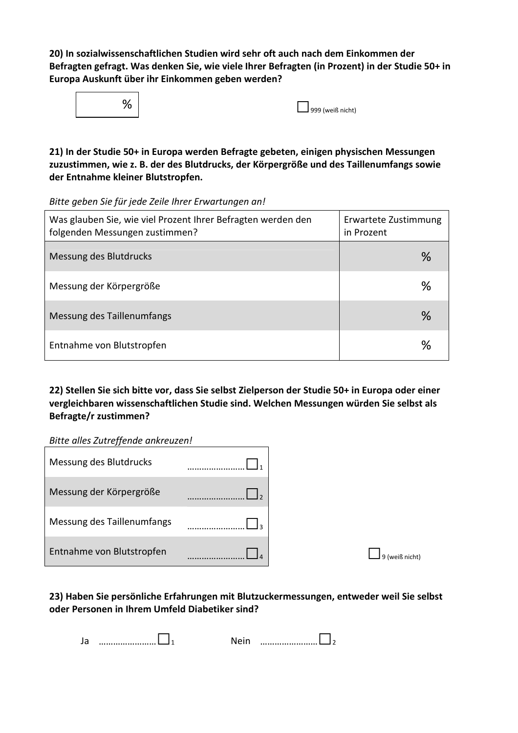**20) In sozialwissenschaftlichen Studien wird sehr oft auch nach dem Einkommen der Befragten gefragt. Was denken Sie, wie viele Ihrer Befragten (in Prozent) in der Studie 50+ in Europa Auskunft über ihr Einkommen geben werden?**

| %

☐ 999 (weiß nicht)

**21) In der Studie 50+ in Europa werden Befragte gebeten, einigen physischen Messungen zuzustimmen, wie z. B. der des Blutdrucks, der Körpergröße und des Taillenumfangs sowie der Entnahme kleiner Blutstropfen.**

*Bitte geben Sie für jede Zeile Ihrer Erwartungen an!*

| Was glauben Sie, wie viel Prozent Ihrer Befragten werden den folgenden Messungen zustimmen? | Erwartete Zustimmung in Prozent |
|---|---|
| Messung des Blutdrucks | % |
| Messung der Körpergröße | % |
| Messung des Taillenumfangs | % |
| Entnahme von Blutstropfen | % |

**22) Stellen Sie sich bitte vor, dass Sie selbst Zielperson der Studie 50+ in Europa oder einer vergleichbaren wissenschaftlichen Studie sind. Welchen Messungen würden Sie selbst als Befragte/r zustimmen?**

*Bitte alles Zutreffende ankreuzen!*

| | |
|---|---|
| Messung des Blutdrucks | ....................... ☐ 1 |
| Messung der Körpergröße | ....................... ☐ 2 |
| Messung des Taillenumfangs | ....................... ☐ 3 |
| Entnahme von Blutstropfen | ....................... ☐ 4 |

☐ 9 (weiß nicht)

**23) Haben Sie persönliche Erfahrungen mit Blutzuckermessungen, entweder weil Sie selbst oder Personen in Ihrem Umfeld Diabetiker sind?**

Ja ....................... ☐ 1 Nein ....................... ☐ 2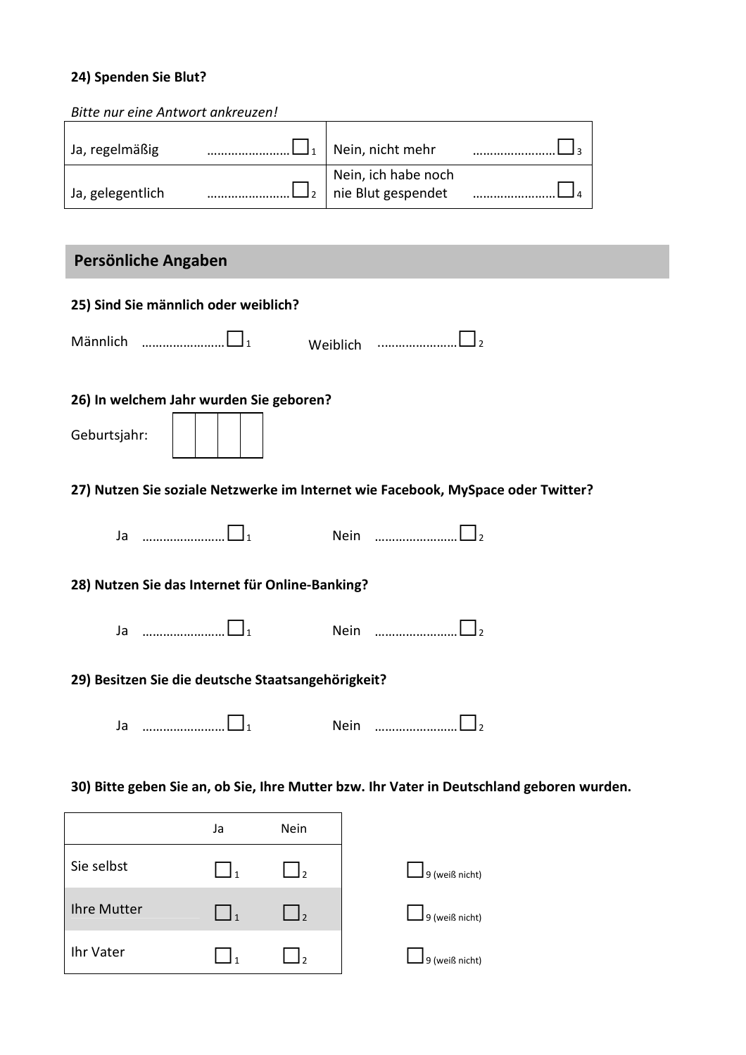**24) Spenden Sie Blut?**

*Bitte nur eine Antwort ankreuzen!*

| | |
|---|---|
| Ja, regelmäßig ……………………☐ 1 | Nein, nicht mehr ……………………☐ 3 |
| Ja, gelegentlich ……………………☐ 2 | Nein, ich habe noch nie Blut gespendet ……………………☐ 4 |

## Persönliche Angaben

**25) Sind Sie männlich oder weiblich?**

Männlich ……………………☐ 1  Weiblich ……………………☐ 2

**26) In welchem Jahr wurden Sie geboren?**

Geburtsjahr: ☐☐☐☐

**27) Nutzen Sie soziale Netzwerke im Internet wie Facebook, MySpace oder Twitter?**

Ja ……………………☐ 1  Nein ……………………☐ 2

**28) Nutzen Sie das Internet für Online-Banking?**

Ja ……………………☐ 1  Nein ……………………☐ 2

**29) Besitzen Sie die deutsche Staatsangehörigkeit?**

Ja ……………………☐ 1  Nein ……………………☐ 2

**30) Bitte geben Sie an, ob Sie, Ihre Mutter bzw. Ihr Vater in Deutschland geboren wurden.**

| | Ja | Nein | |
|---|---|---|---|
| Sie selbst | ☐ 1 | ☐ 2 | ☐ 9 (weiß nicht) |
| Ihre Mutter | ☐ 1 | ☐ 2 | ☐ 9 (weiß nicht) |
| Ihr Vater | ☐ 1 | ☐ 2 | ☐ 9 (weiß nicht) |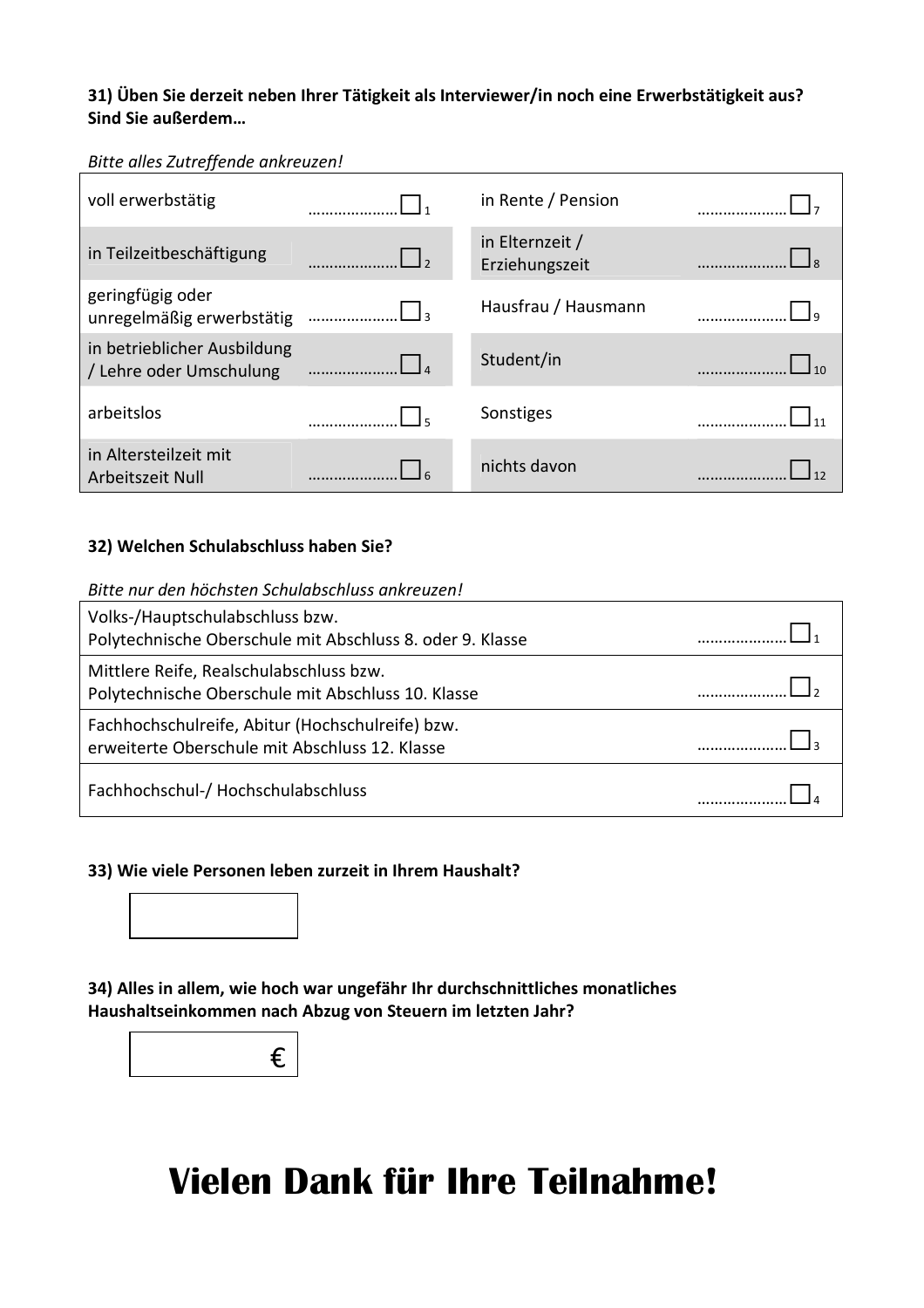**31) Üben Sie derzeit neben Ihrer Tätigkeit als Interviewer/in noch eine Erwerbstätigkeit aus? Sind Sie außerdem…**

*Bitte alles Zutreffende ankreuzen!*

| | | | |
|---|---|---|---|
| voll erwerbstätig | ………………… ☐ 1 | in Rente / Pension | ………………… ☐ 7 |
| in Teilzeitbeschäftigung | ………………… ☐ 2 | in Elternzeit / Erziehungszeit | ………………… ☐ 8 |
| geringfügig oder unregelmäßig erwerbstätig | ………………… ☐ 3 | Hausfrau / Hausmann | ………………… ☐ 9 |
| in betrieblicher Ausbildung / Lehre oder Umschulung | ………………… ☐ 4 | Student/in | ………………… ☐ 10 |
| arbeitslos | ………………… ☐ 5 | Sonstiges | ………………… ☐ 11 |
| in Altersteilzeit mit Arbeitszeit Null | ………………… ☐ 6 | nichts davon | ………………… ☐ 12 |

**32) Welchen Schulabschluss haben Sie?**

*Bitte nur den höchsten Schulabschluss ankreuzen!*

| | |
|---|---|
| Volks-/Hauptschulabschluss bzw. Polytechnische Oberschule mit Abschluss 8. oder 9. Klasse | ………………… ☐ 1 |
| Mittlere Reife, Realschulabschluss bzw. Polytechnische Oberschule mit Abschluss 10. Klasse | ………………… ☐ 2 |
| Fachhochschulreife, Abitur (Hochschulreife) bzw. erweiterte Oberschule mit Abschluss 12. Klasse | ………………… ☐ 3 |
| Fachhochschul-/ Hochschulabschluss | ………………… ☐ 4 |

**33) Wie viele Personen leben zurzeit in Ihrem Haushalt?**

[ ]

**34) Alles in allem, wie hoch war ungefähr Ihr durchschnittliches monatliches Haushaltseinkommen nach Abzug von Steuern im letzten Jahr?**

[ € ]

# Vielen Dank für Ihre Teilnahme!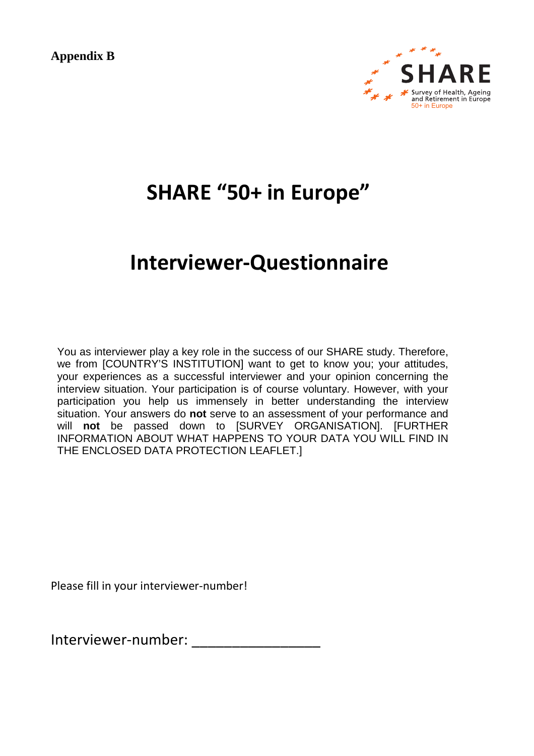**Appendix B**

SHARE
Survey of Health, Ageing and Retirement in Europe
50+ in Europe

# SHARE "50+ in Europe"

# Interviewer-Questionnaire

You as interviewer play a key role in the success of our SHARE study. Therefore, we from [COUNTRY'S INSTITUTION] want to get to know you; your attitudes, your experiences as a successful interviewer and your opinion concerning the interview situation. Your participation is of course voluntary. However, with your participation you help us immensely in better understanding the interview situation. Your answers do **not** serve to an assessment of your performance and will **not** be passed down to [SURVEY ORGANISATION]. [FURTHER INFORMATION ABOUT WHAT HAPPENS TO YOUR DATA YOU WILL FIND IN THE ENCLOSED DATA PROTECTION LEAFLET.]

Please fill in your interviewer-number!

Interviewer-number: ________________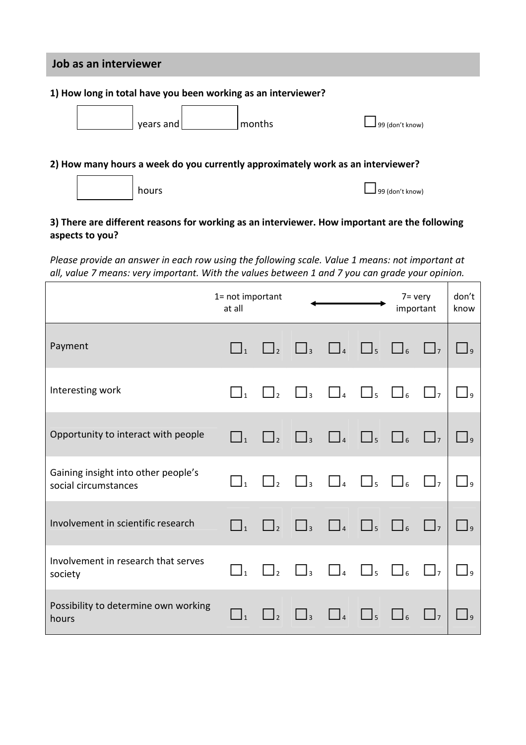## Job as an interviewer

**1) How long in total have you been working as an interviewer?**

______ years and ______ months ☐ 99 (don't know)

**2) How many hours a week do you currently approximately work as an interviewer?**

______ hours ☐ 99 (don't know)

**3) There are different reasons for working as an interviewer. How important are the following aspects to you?**

*Please provide an answer in each row using the following scale. Value 1 means: not important at all, value 7 means: very important. With the values between 1 and 7 you can grade your opinion.*

| | 1= not important at all | | | ⟷ | | | 7= very important | don't know |
|---|---|---|---|---|---|---|---|---|
| Payment | ☐ 1 | ☐ 2 | ☐ 3 | ☐ 4 | ☐ 5 | ☐ 6 | ☐ 7 | ☐ 9 |
| Interesting work | ☐ 1 | ☐ 2 | ☐ 3 | ☐ 4 | ☐ 5 | ☐ 6 | ☐ 7 | ☐ 9 |
| Opportunity to interact with people | ☐ 1 | ☐ 2 | ☐ 3 | ☐ 4 | ☐ 5 | ☐ 6 | ☐ 7 | ☐ 9 |
| Gaining insight into other people's social circumstances | ☐ 1 | ☐ 2 | ☐ 3 | ☐ 4 | ☐ 5 | ☐ 6 | ☐ 7 | ☐ 9 |
| Involvement in scientific research | ☐ 1 | ☐ 2 | ☐ 3 | ☐ 4 | ☐ 5 | ☐ 6 | ☐ 7 | ☐ 9 |
| Involvement in research that serves society | ☐ 1 | ☐ 2 | ☐ 3 | ☐ 4 | ☐ 5 | ☐ 6 | ☐ 7 | ☐ 9 |
| Possibility to determine own working hours | ☐ 1 | ☐ 2 | ☐ 3 | ☐ 4 | ☐ 5 | ☐ 6 | ☐ 7 | ☐ 9 |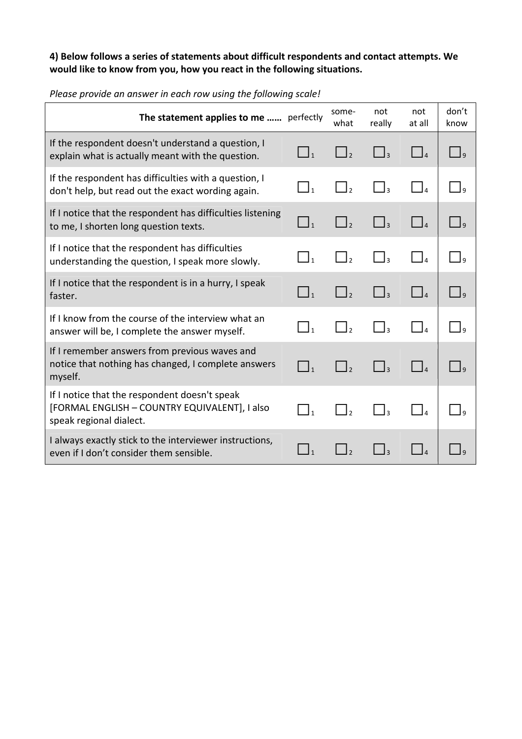**4) Below follows a series of statements about difficult respondents and contact attempts. We would like to know from you, how you react in the following situations.**

*Please provide an answer in each row using the following scale!*

| **The statement applies to me ……** | perfectly | some-what | not really | not at all | don't know |
|---|---|---|---|---|---|
| If the respondent doesn't understand a question, I explain what is actually meant with the question. | ☐1 | ☐2 | ☐3 | ☐4 | ☐9 |
| If the respondent has difficulties with a question, I don't help, but read out the exact wording again. | ☐1 | ☐2 | ☐3 | ☐4 | ☐9 |
| If I notice that the respondent has difficulties listening to me, I shorten long question texts. | ☐1 | ☐2 | ☐3 | ☐4 | ☐9 |
| If I notice that the respondent has difficulties understanding the question, I speak more slowly. | ☐1 | ☐2 | ☐3 | ☐4 | ☐9 |
| If I notice that the respondent is in a hurry, I speak faster. | ☐1 | ☐2 | ☐3 | ☐4 | ☐9 |
| If I know from the course of the interview what an answer will be, I complete the answer myself. | ☐1 | ☐2 | ☐3 | ☐4 | ☐9 |
| If I remember answers from previous waves and notice that nothing has changed, I complete answers myself. | ☐1 | ☐2 | ☐3 | ☐4 | ☐9 |
| If I notice that the respondent doesn't speak [FORMAL ENGLISH – COUNTRY EQUIVALENT], I also speak regional dialect. | ☐1 | ☐2 | ☐3 | ☐4 | ☐9 |
| I always exactly stick to the interviewer instructions, even if I don't consider them sensible. | ☐1 | ☐2 | ☐3 | ☐4 | ☐9 |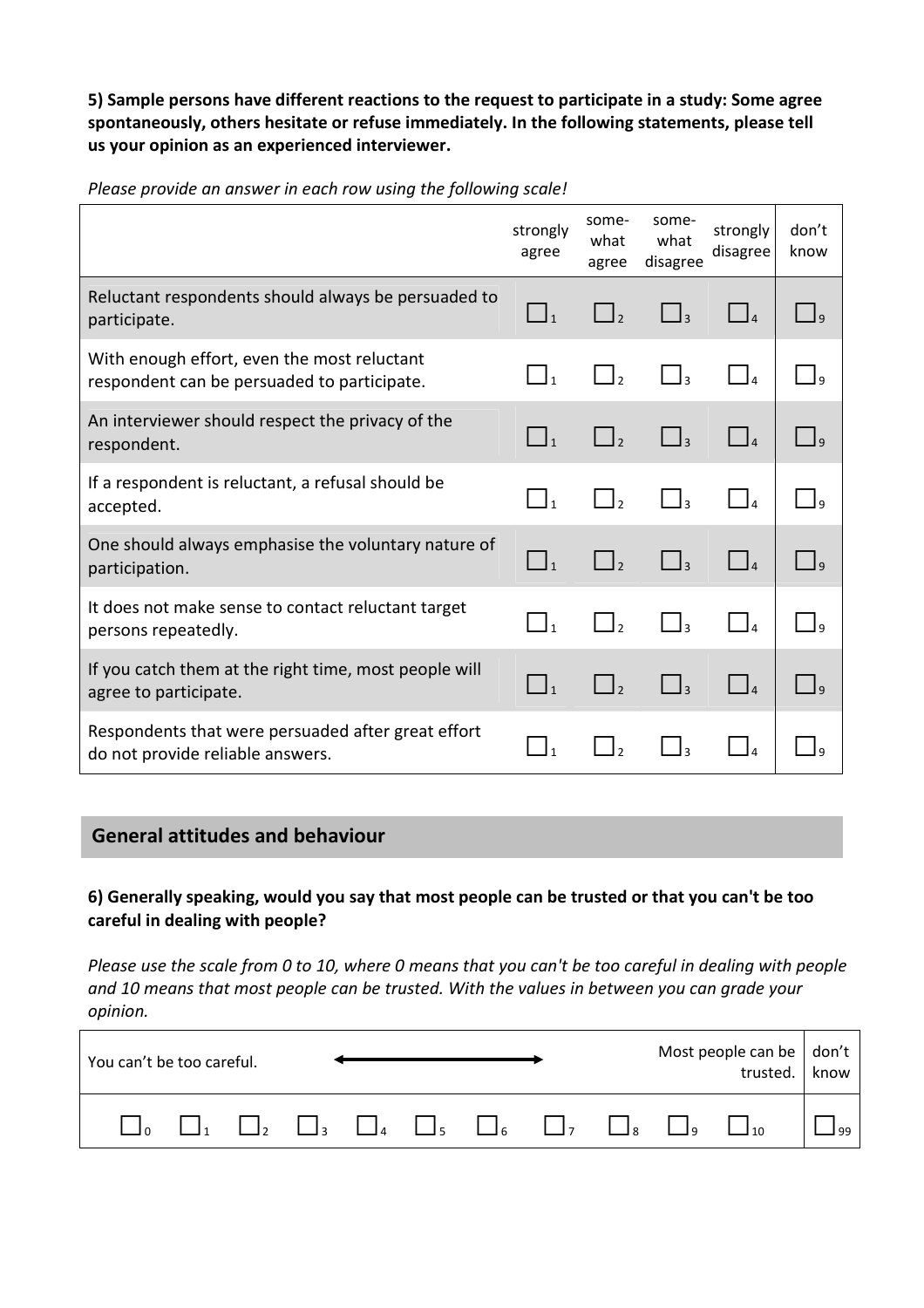**5) Sample persons have different reactions to the request to participate in a study: Some agree spontaneously, others hesitate or refuse immediately. In the following statements, please tell us your opinion as an experienced interviewer.**

*Please provide an answer in each row using the following scale!*

| | strongly agree | some-what agree | some-what disagree | strongly disagree | don't know |
|---|---|---|---|---|---|
| Reluctant respondents should always be persuaded to participate. | ☐1 | ☐2 | ☐3 | ☐4 | ☐9 |
| With enough effort, even the most reluctant respondent can be persuaded to participate. | ☐1 | ☐2 | ☐3 | ☐4 | ☐9 |
| An interviewer should respect the privacy of the respondent. | ☐1 | ☐2 | ☐3 | ☐4 | ☐9 |
| If a respondent is reluctant, a refusal should be accepted. | ☐1 | ☐2 | ☐3 | ☐4 | ☐9 |
| One should always emphasise the voluntary nature of participation. | ☐1 | ☐2 | ☐3 | ☐4 | ☐9 |
| It does not make sense to contact reluctant target persons repeatedly. | ☐1 | ☐2 | ☐3 | ☐4 | ☐9 |
| If you catch them at the right time, most people will agree to participate. | ☐1 | ☐2 | ☐3 | ☐4 | ☐9 |
| Respondents that were persuaded after great effort do not provide reliable answers. | ☐1 | ☐2 | ☐3 | ☐4 | ☐9 |

## General attitudes and behaviour

**6) Generally speaking, would you say that most people can be trusted or that you can't be too careful in dealing with people?**

*Please use the scale from 0 to 10, where 0 means that you can't be too careful in dealing with people and 10 means that most people can be trusted. With the values in between you can grade your opinion.*

| You can't be too careful. | | | | | ⟷ | | | | | Most people can be trusted. | don't know |
|---|---|---|---|---|---|---|---|---|---|---|---|
| ☐0 | ☐1 | ☐2 | ☐3 | ☐4 | ☐5 | ☐6 | ☐7 | ☐8 | ☐9 | ☐10 | ☐99 |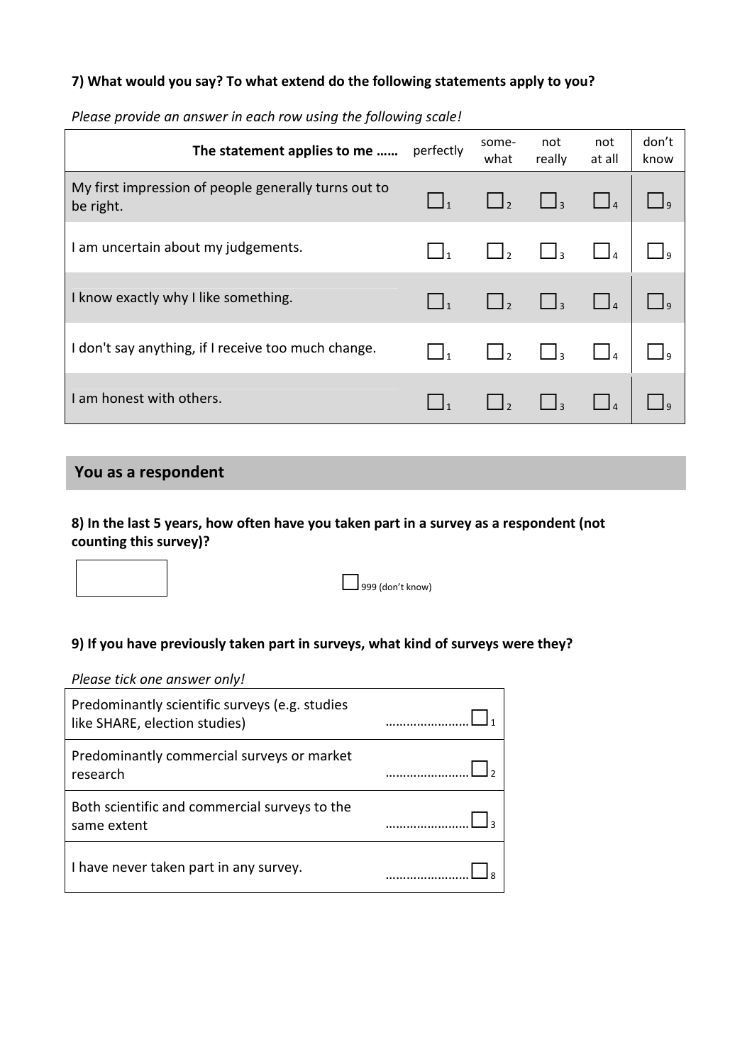**7) What would you say? To what extend do the following statements apply to you?**

*Please provide an answer in each row using the following scale!*

| The statement applies to me …… | perfectly | some-what | not really | not at all | don't know |
|---|---|---|---|---|---|
| My first impression of people generally turns out to be right. | ☐ 1 | ☐ 2 | ☐ 3 | ☐ 4 | ☐ 9 |
| I am uncertain about my judgements. | ☐ 1 | ☐ 2 | ☐ 3 | ☐ 4 | ☐ 9 |
| I know exactly why I like something. | ☐ 1 | ☐ 2 | ☐ 3 | ☐ 4 | ☐ 9 |
| I don't say anything, if I receive too much change. | ☐ 1 | ☐ 2 | ☐ 3 | ☐ 4 | ☐ 9 |
| I am honest with others. | ☐ 1 | ☐ 2 | ☐ 3 | ☐ 4 | ☐ 9 |

## You as a respondent

**8) In the last 5 years, how often have you taken part in a survey as a respondent (not counting this survey)?**

[ &nbsp;&nbsp;&nbsp;&nbsp;&nbsp;&nbsp;&nbsp;&nbsp; ] &nbsp;&nbsp;&nbsp;&nbsp; ☐ 999 (don't know)

**9) If you have previously taken part in surveys, what kind of surveys were they?**

*Please tick one answer only!*

| | |
|---|---|
| Predominantly scientific surveys (e.g. studies like SHARE, election studies) | ……………………☐ 1 |
| Predominantly commercial surveys or market research | ……………………☐ 2 |
| Both scientific and commercial surveys to the same extent | ……………………☐ 3 |
| I have never taken part in any survey. | ……………………☐ 8 |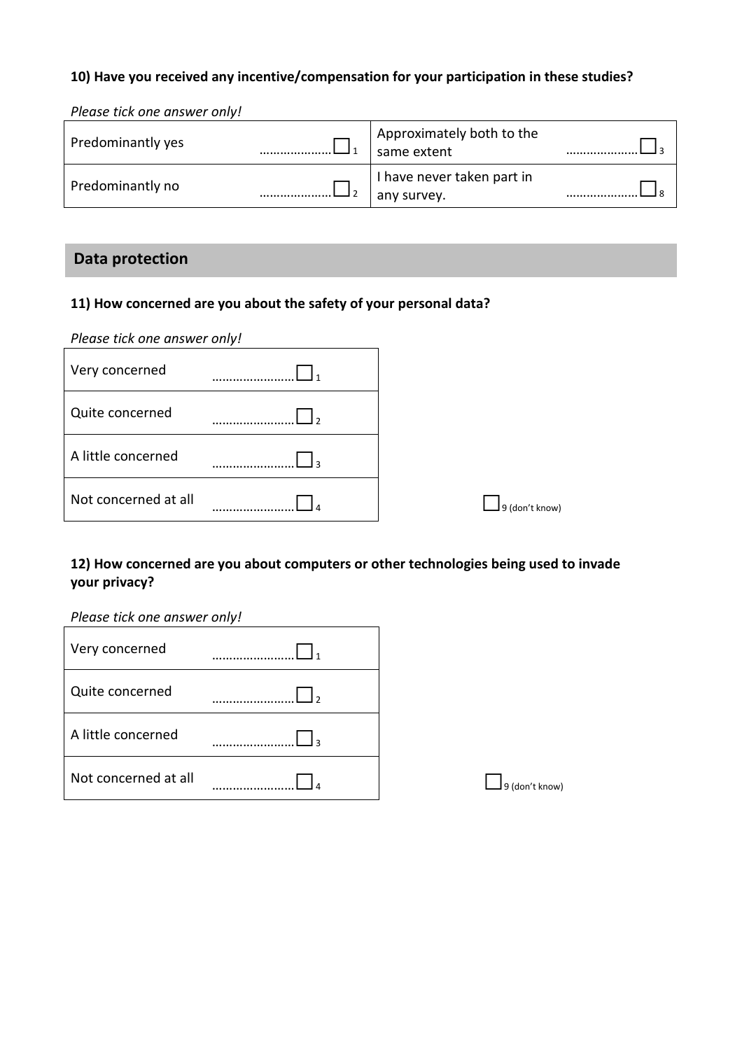**10) Have you received any incentive/compensation for your participation in these studies?**

*Please tick one answer only!*

| | | | |
|---|---|---|---|
| Predominantly yes | ………………… ☐ 1 | Approximately both to the same extent | ………………… ☐ 3 |
| Predominantly no | ………………… ☐ 2 | I have never taken part in any survey. | ………………… ☐ 8 |

## Data protection

**11) How concerned are you about the safety of your personal data?**

*Please tick one answer only!*

| | |
|---|---|
| Very concerned | …………………… ☐ 1 |
| Quite concerned | …………………… ☐ 2 |
| A little concerned | …………………… ☐ 3 |
| Not concerned at all | …………………… ☐ 4 |

☐ 9 (don't know)

**12) How concerned are you about computers or other technologies being used to invade your privacy?**

*Please tick one answer only!*

| | |
|---|---|
| Very concerned | …………………… ☐ 1 |
| Quite concerned | …………………… ☐ 2 |
| A little concerned | …………………… ☐ 3 |
| Not concerned at all | …………………… ☐ 4 |

☐ 9 (don't know)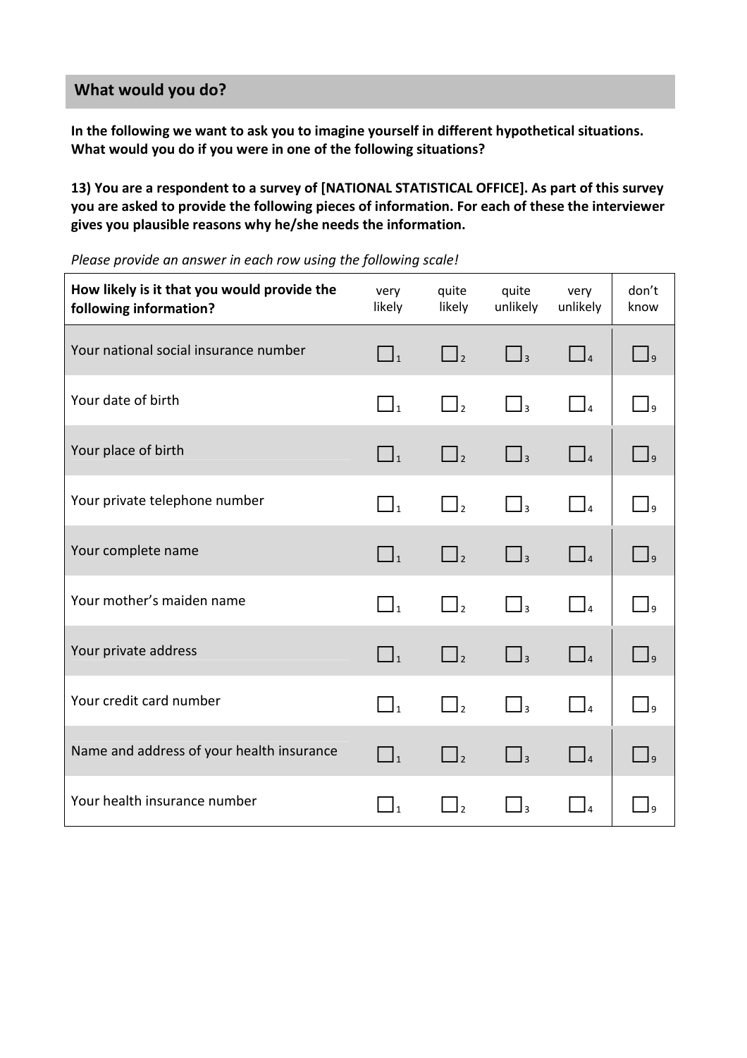## What would you do?

**In the following we want to ask you to imagine yourself in different hypothetical situations. What would you do if you were in one of the following situations?**

**13) You are a respondent to a survey of [NATIONAL STATISTICAL OFFICE]. As part of this survey you are asked to provide the following pieces of information. For each of these the interviewer gives you plausible reasons why he/she needs the information.**

*Please provide an answer in each row using the following scale!*

| **How likely is it that you would provide the following information?** | very likely | quite likely | quite unlikely | very unlikely | don't know |
|---|---|---|---|---|---|
| Your national social insurance number | ☐1 | ☐2 | ☐3 | ☐4 | ☐9 |
| Your date of birth | ☐1 | ☐2 | ☐3 | ☐4 | ☐9 |
| Your place of birth | ☐1 | ☐2 | ☐3 | ☐4 | ☐9 |
| Your private telephone number | ☐1 | ☐2 | ☐3 | ☐4 | ☐9 |
| Your complete name | ☐1 | ☐2 | ☐3 | ☐4 | ☐9 |
| Your mother's maiden name | ☐1 | ☐2 | ☐3 | ☐4 | ☐9 |
| Your private address | ☐1 | ☐2 | ☐3 | ☐4 | ☐9 |
| Your credit card number | ☐1 | ☐2 | ☐3 | ☐4 | ☐9 |
| Name and address of your health insurance | ☐1 | ☐2 | ☐3 | ☐4 | ☐9 |
| Your health insurance number | ☐1 | ☐2 | ☐3 | ☐4 | ☐9 |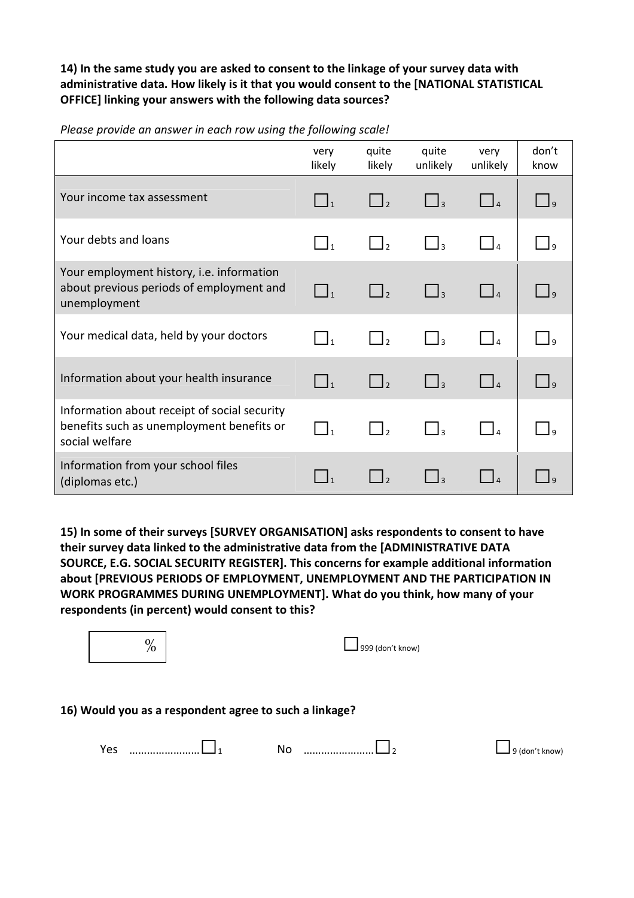**14) In the same study you are asked to consent to the linkage of your survey data with administrative data. How likely is it that you would consent to the [NATIONAL STATISTICAL OFFICE] linking your answers with the following data sources?**

*Please provide an answer in each row using the following scale!*

| | very likely | quite likely | quite unlikely | very unlikely | don't know |
|---|---|---|---|---|---|
| Your income tax assessment | ☐1 | ☐2 | ☐3 | ☐4 | ☐9 |
| Your debts and loans | ☐1 | ☐2 | ☐3 | ☐4 | ☐9 |
| Your employment history, i.e. information about previous periods of employment and unemployment | ☐1 | ☐2 | ☐3 | ☐4 | ☐9 |
| Your medical data, held by your doctors | ☐1 | ☐2 | ☐3 | ☐4 | ☐9 |
| Information about your health insurance | ☐1 | ☐2 | ☐3 | ☐4 | ☐9 |
| Information about receipt of social security benefits such as unemployment benefits or social welfare | ☐1 | ☐2 | ☐3 | ☐4 | ☐9 |
| Information from your school files (diplomas etc.) | ☐1 | ☐2 | ☐3 | ☐4 | ☐9 |

**15) In some of their surveys [SURVEY ORGANISATION] asks respondents to consent to have their survey data linked to the administrative data from the [ADMINISTRATIVE DATA SOURCE, E.G. SOCIAL SECURITY REGISTER]. This concerns for example additional information about [PREVIOUS PERIODS OF EMPLOYMENT, UNEMPLOYMENT AND THE PARTICIPATION IN WORK PROGRAMMES DURING UNEMPLOYMENT]. What do you think, how many of your respondents (in percent) would consent to this?**

[ &nbsp;&nbsp;&nbsp;&nbsp; % ] &nbsp;&nbsp;&nbsp;&nbsp; ☐999 (don't know)

**16) Would you as a respondent agree to such a linkage?**

Yes ……………………☐1 &nbsp;&nbsp;&nbsp;&nbsp; No ……………………☐2 &nbsp;&nbsp;&nbsp;&nbsp; ☐9 (don't know)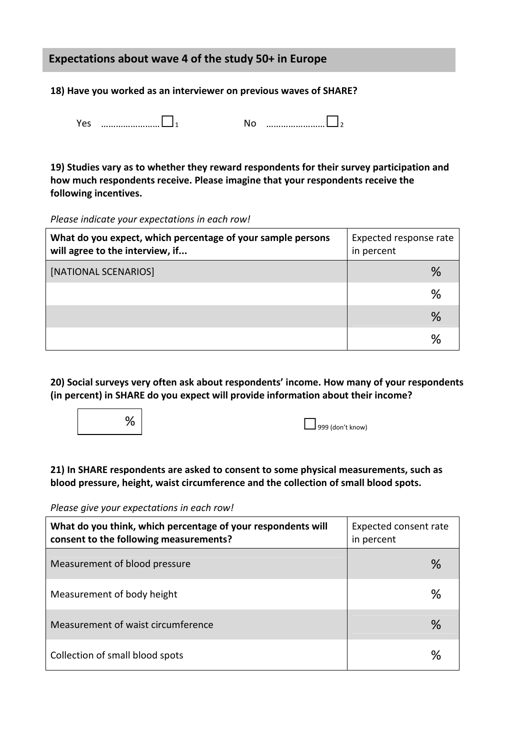## Expectations about wave 4 of the study 50+ in Europe

**18) Have you worked as an interviewer on previous waves of SHARE?**

Yes …………………… ☐ 1 No …………………… ☐ 2

**19) Studies vary as to whether they reward respondents for their survey participation and how much respondents receive. Please imagine that your respondents receive the following incentives.**

*Please indicate your expectations in each row!*

| What do you expect, which percentage of your sample persons will agree to the interview, if... | Expected response rate in percent |
|---|---|
| [NATIONAL SCENARIOS] | % |
| | % |
| | % |
| | % |

**20) Social surveys very often ask about respondents' income. How many of your respondents (in percent) in SHARE do you expect will provide information about their income?**

% ☐ 999 (don't know)

**21) In SHARE respondents are asked to consent to some physical measurements, such as blood pressure, height, waist circumference and the collection of small blood spots.**

*Please give your expectations in each row!*

| What do you think, which percentage of your respondents will consent to the following measurements? | Expected consent rate in percent |
|---|---|
| Measurement of blood pressure | % |
| Measurement of body height | % |
| Measurement of waist circumference | % |
| Collection of small blood spots | % |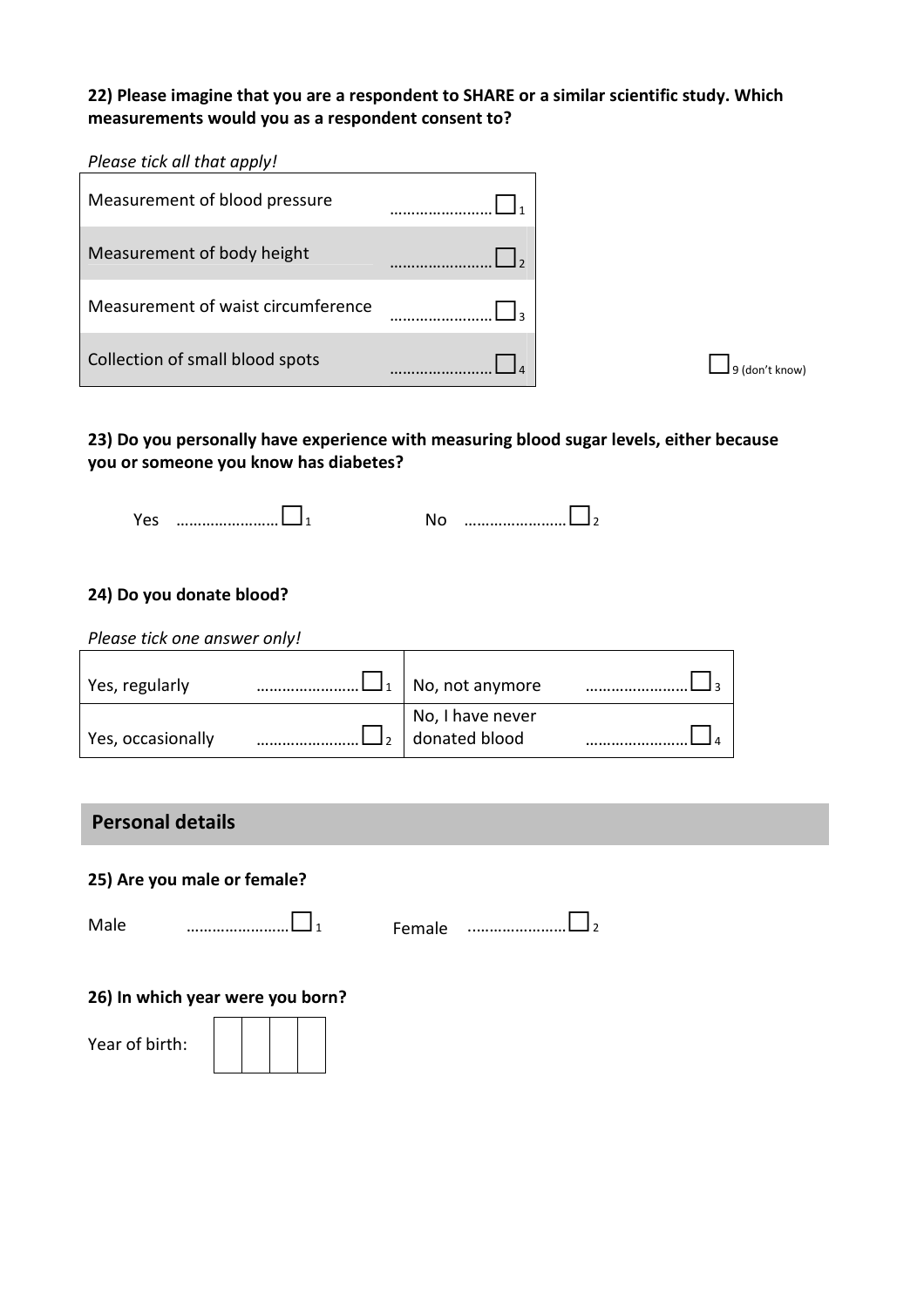**22) Please imagine that you are a respondent to SHARE or a similar scientific study. Which measurements would you as a respondent consent to?**

*Please tick all that apply!*

| | |
|---|---|
| Measurement of blood pressure | ……………………☐ 1 |
| Measurement of body height | ……………………☐ 2 |
| Measurement of waist circumference | ……………………☐ 3 |
| Collection of small blood spots | ……………………☐ 4 |

☐ 9 (don't know)

**23) Do you personally have experience with measuring blood sugar levels, either because you or someone you know has diabetes?**

Yes ……………………☐ 1   No ……………………☐ 2

**24) Do you donate blood?**

*Please tick one answer only!*

| | | | |
|---|---|---|---|
| Yes, regularly | ……………………☐ 1 | No, not anymore | ……………………☐ 3 |
| Yes, occasionally | ……………………☐ 2 | No, I have never donated blood | ……………………☐ 4 |

## Personal details

**25) Are you male or female?**

Male ……………………☐ 1   Female ……………………☐ 2

**26) In which year were you born?**

Year of birth: | | | | |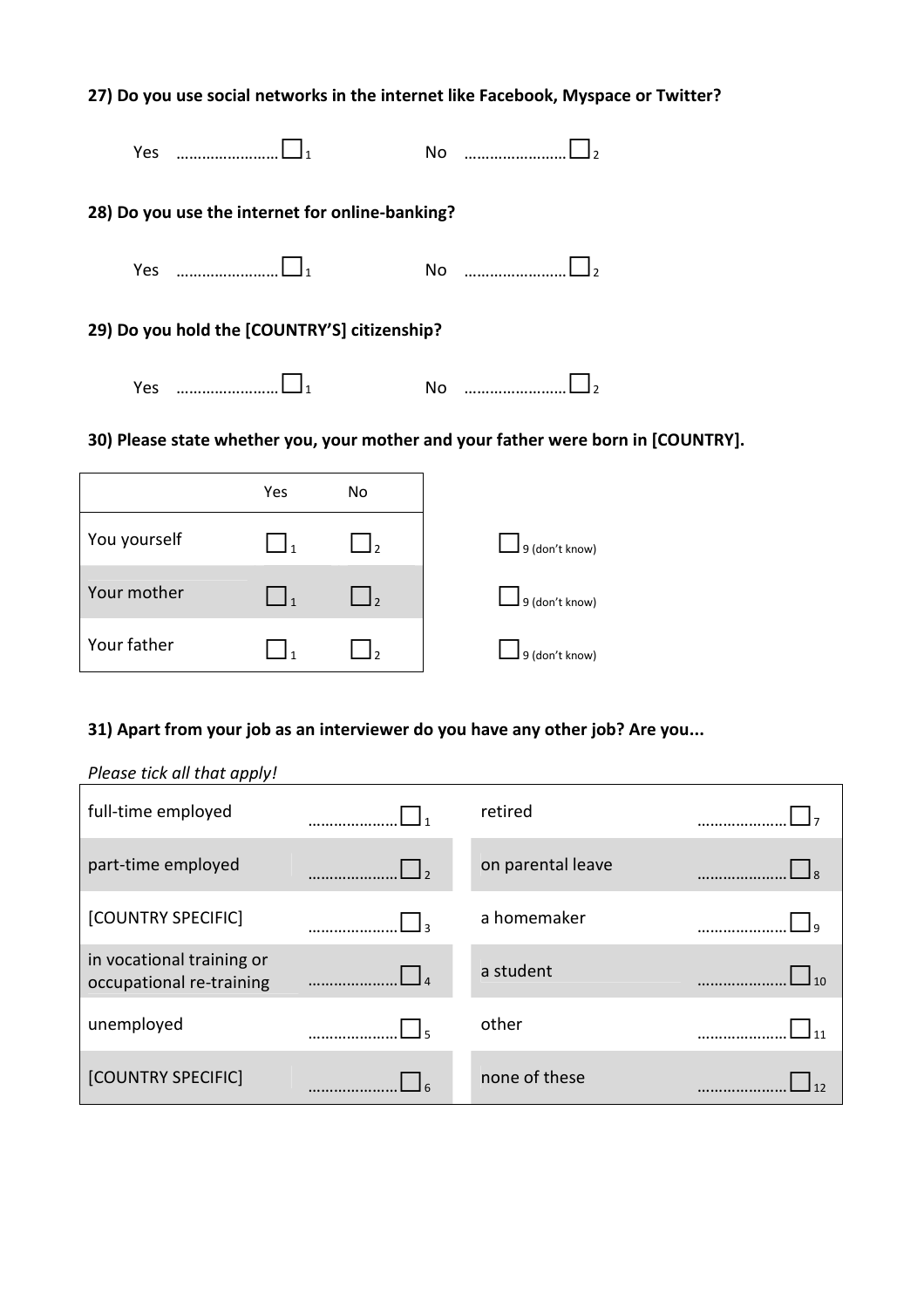**27) Do you use social networks in the internet like Facebook, Myspace or Twitter?**

Yes ……………………☐ 1　　　　No ……………………☐ 2

**28) Do you use the internet for online-banking?**

Yes ……………………☐ 1　　　　No ……………………☐ 2

**29) Do you hold the [COUNTRY'S] citizenship?**

Yes ……………………☐ 1　　　　No ……………………☐ 2

**30) Please state whether you, your mother and your father were born in [COUNTRY].**

| | Yes | No | |
|---|---|---|---|
| You yourself | ☐ 1 | ☐ 2 | ☐ 9 (don't know) |
| Your mother | ☐ 1 | ☐ 2 | ☐ 9 (don't know) |
| Your father | ☐ 1 | ☐ 2 | ☐ 9 (don't know) |

**31) Apart from your job as an interviewer do you have any other job? Are you...**

*Please tick all that apply!*

| | | | |
|---|---|---|---|
| full-time employed | …………………☐ 1 | retired | …………………☐ 7 |
| part-time employed | …………………☐ 2 | on parental leave | …………………☐ 8 |
| [COUNTRY SPECIFIC] | …………………☐ 3 | a homemaker | …………………☐ 9 |
| in vocational training or occupational re-training | …………………☐ 4 | a student | …………………☐ 10 |
| unemployed | …………………☐ 5 | other | …………………☐ 11 |
| [COUNTRY SPECIFIC] | …………………☐ 6 | none of these | …………………☐ 12 |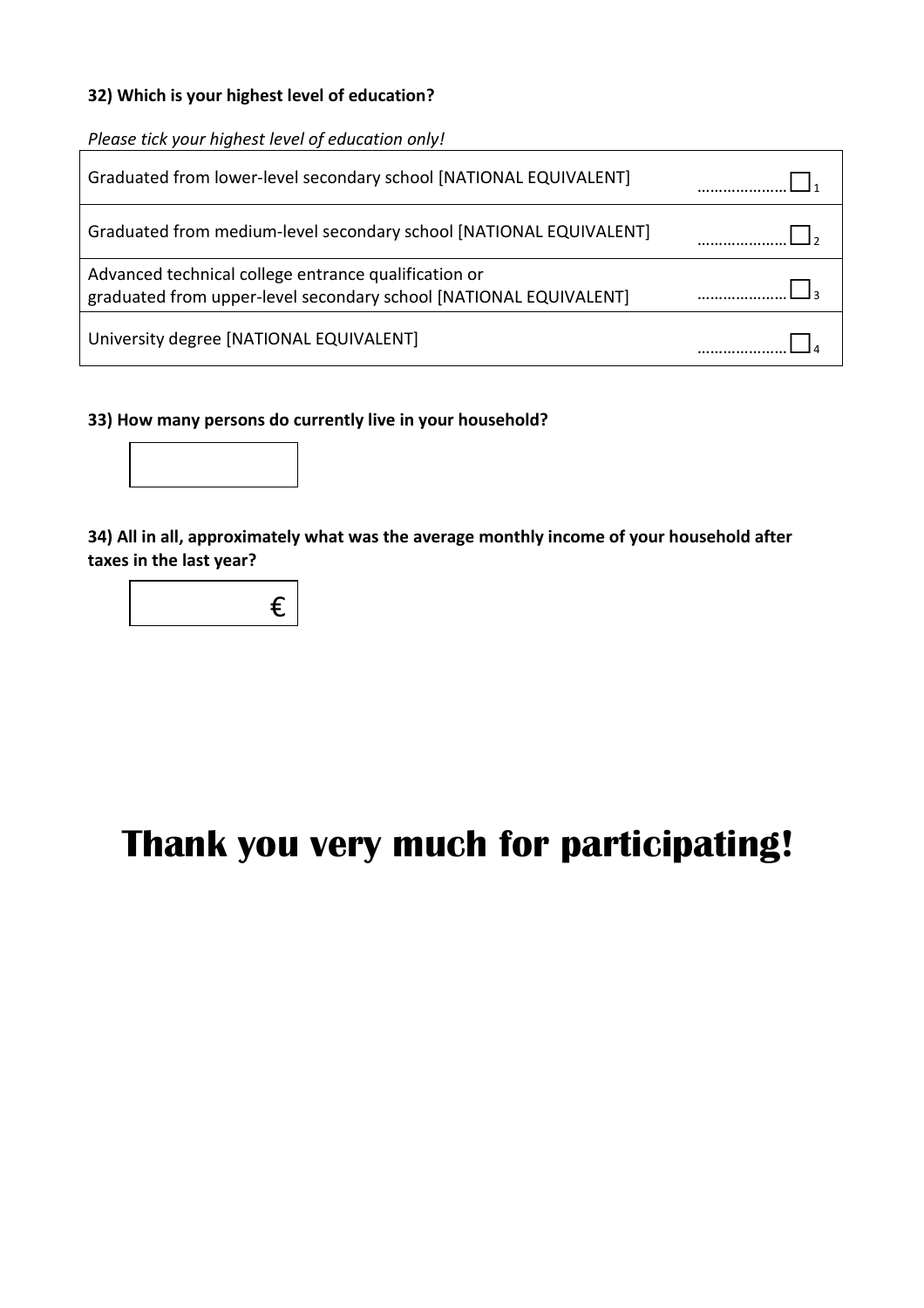**32) Which is your highest level of education?**

*Please tick your highest level of education only!*

| | |
|---|---|
| Graduated from lower-level secondary school [NATIONAL EQUIVALENT] | ………………… ☐ 1 |
| Graduated from medium-level secondary school [NATIONAL EQUIVALENT] | ………………… ☐ 2 |
| Advanced technical college entrance qualification or graduated from upper-level secondary school [NATIONAL EQUIVALENT] | ………………… ☐ 3 |
| University degree [NATIONAL EQUIVALENT] | ………………… ☐ 4 |

**33) How many persons do currently live in your household?**

[ ]

**34) All in all, approximately what was the average monthly income of your household after taxes in the last year?**

[ ] €

# Thank you very much for participating!